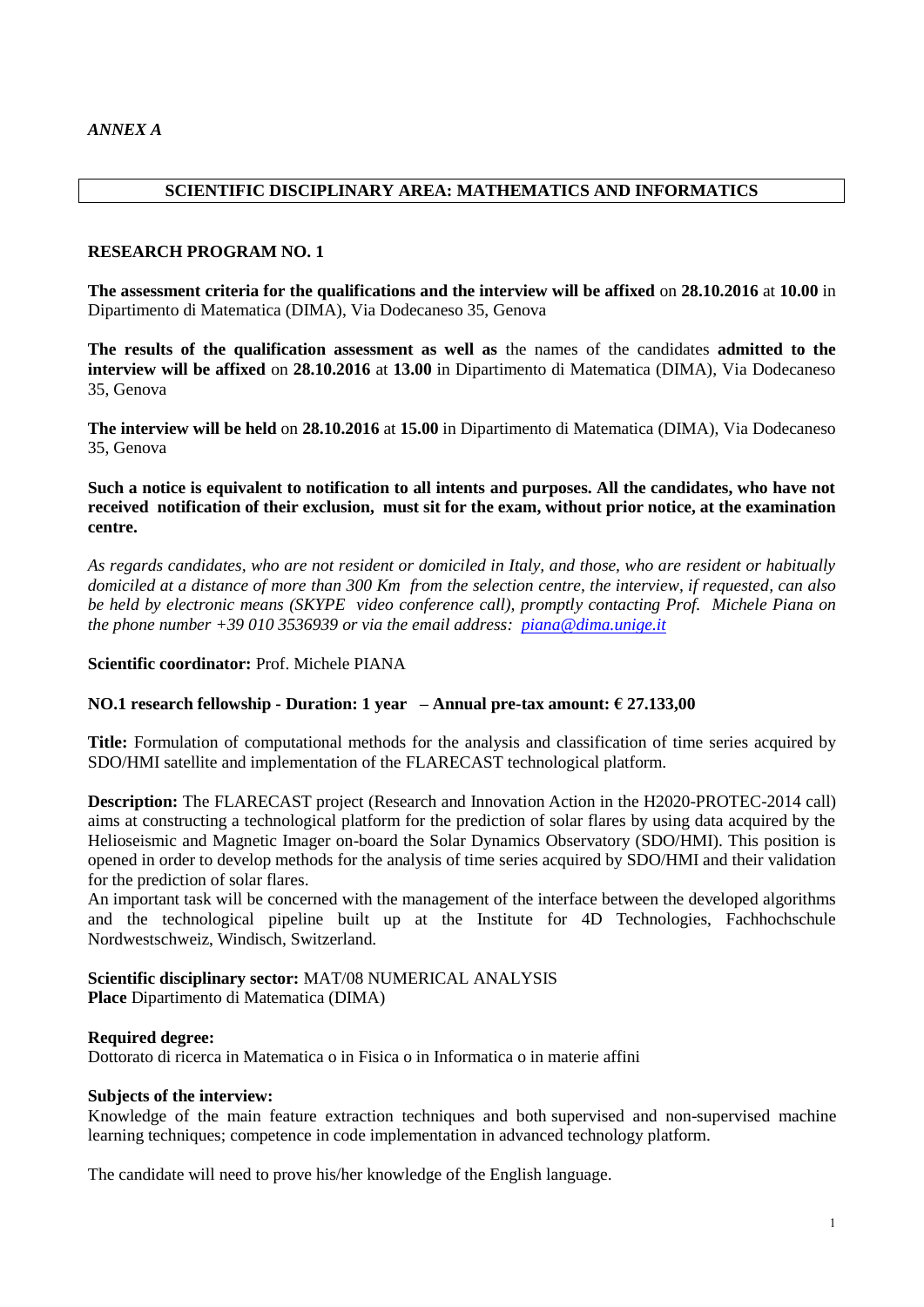*ANNEX A*

## SCIENTIFIC DISCIPLINARY AREA: MATHEMATICS AND INFORMATICS

### RESEARCH PROGRAM NO. 1

**The assessment criteria for the qualifications and the interview will be affixed** on **28.10.2016** at **10.00** in Dipartimento di Matematica (DIMA), Via Dodecaneso 35, Genova

**The results of the qualification assessment as well as** the names of the candidates **admitted to the interview will be affixed** on **28.10.2016** at **13.00** in Dipartimento di Matematica (DIMA), Via Dodecaneso 35, Genova

**The interview will be held** on **28.10.2016** at **15.00** in Dipartimento di Matematica (DIMA), Via Dodecaneso 35, Genova

**Such a notice is equivalent to notification to all intents and purposes. All the candidates, who have not received notification of their exclusion, must sit for the exam, without prior notice, at the examination centre.**

*As regards candidates, who are not resident or domiciled in Italy, and those, who are resident or habitually domiciled at a distance of more than 300 Km from the selection centre, the interview, if requested, can also be held by electronic means (SKYPE video conference call), promptly contacting Prof. Michele Piana on the phone number +39 010 3536939 or via the email address: [piana@dima.unige.it](mailto:piana@dima.unige.it)*

**Scientific coordinator:** Prof. Michele PIANA

**NO.1 research fellowship - Duration: 1 year – Annual pre-tax amount: € 27.133,00**

**Title:** Formulation of computational methods for the analysis and classification of time series acquired by SDO/HMI satellite and implementation of the FLARECAST technological platform.

**Description:** The FLARECAST project (Research and Innovation Action in the H2020-PROTEC-2014 call) aims at constructing a technological platform for the prediction of solar flares by using data acquired by the Helioseismic and Magnetic Imager on-board the Solar Dynamics Observatory (SDO/HMI). This position is opened in order to develop methods for the analysis of time series acquired by SDO/HMI and their validation for the prediction of solar flares.
An important task will be concerned with the management of the interface between the developed algorithms and the technological pipeline built up at the Institute for 4D Technologies, Fachhochschule Nordwestschweiz, Windisch, Switzerland.

**Scientific disciplinary sector:** MAT/08 NUMERICAL ANALYSIS
**Place** Dipartimento di Matematica (DIMA)

**Required degree:**
Dottorato di ricerca in Matematica o in Fisica o in Informatica o in materie affini

**Subjects of the interview:**
Knowledge of the main feature extraction techniques and both supervised and non-supervised machine learning techniques; competence in code implementation in advanced technology platform.

The candidate will need to prove his/her knowledge of the English language.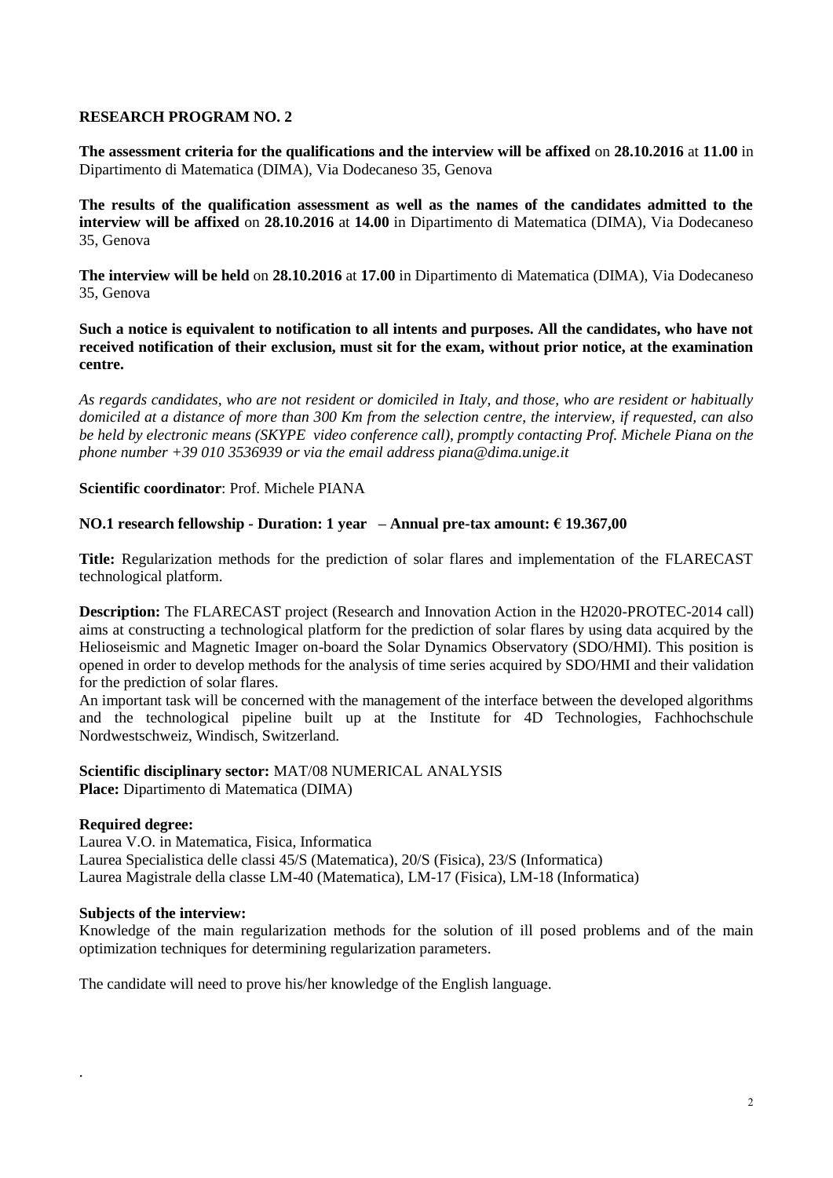## RESEARCH PROGRAM NO. 2

**The assessment criteria for the qualifications and the interview will be affixed** on **28.10.2016** at **11.00** in Dipartimento di Matematica (DIMA), Via Dodecaneso 35, Genova

**The results of the qualification assessment as well as the names of the candidates admitted to the interview will be affixed** on **28.10.2016** at **14.00** in Dipartimento di Matematica (DIMA), Via Dodecaneso 35, Genova

**The interview will be held** on **28.10.2016** at **17.00** in Dipartimento di Matematica (DIMA), Via Dodecaneso 35, Genova

**Such a notice is equivalent to notification to all intents and purposes. All the candidates, who have not received notification of their exclusion, must sit for the exam, without prior notice, at the examination centre.**

*As regards candidates, who are not resident or domiciled in Italy, and those, who are resident or habitually domiciled at a distance of more than 300 Km from the selection centre, the interview, if requested, can also be held by electronic means (SKYPE video conference call), promptly contacting Prof. Michele Piana on the phone number +39 010 3536939 or via the email address piana@dima.unige.it*

**Scientific coordinator**: Prof. Michele PIANA

**NO.1 research fellowship - Duration: 1 year – Annual pre-tax amount: € 19.367,00**

**Title:** Regularization methods for the prediction of solar flares and implementation of the FLARECAST technological platform.

**Description:** The FLARECAST project (Research and Innovation Action in the H2020-PROTEC-2014 call) aims at constructing a technological platform for the prediction of solar flares by using data acquired by the Helioseismic and Magnetic Imager on-board the Solar Dynamics Observatory (SDO/HMI). This position is opened in order to develop methods for the analysis of time series acquired by SDO/HMI and their validation for the prediction of solar flares.
An important task will be concerned with the management of the interface between the developed algorithms and the technological pipeline built up at the Institute for 4D Technologies, Fachhochschule Nordwestschweiz, Windisch, Switzerland.

**Scientific disciplinary sector:** MAT/08 NUMERICAL ANALYSIS
**Place:** Dipartimento di Matematica (DIMA)

**Required degree:**
Laurea V.O. in Matematica, Fisica, Informatica
Laurea Specialistica delle classi 45/S (Matematica), 20/S (Fisica), 23/S (Informatica)
Laurea Magistrale della classe LM-40 (Matematica), LM-17 (Fisica), LM-18 (Informatica)

**Subjects of the interview:**
Knowledge of the main regularization methods for the solution of ill posed problems and of the main optimization techniques for determining regularization parameters.

The candidate will need to prove his/her knowledge of the English language.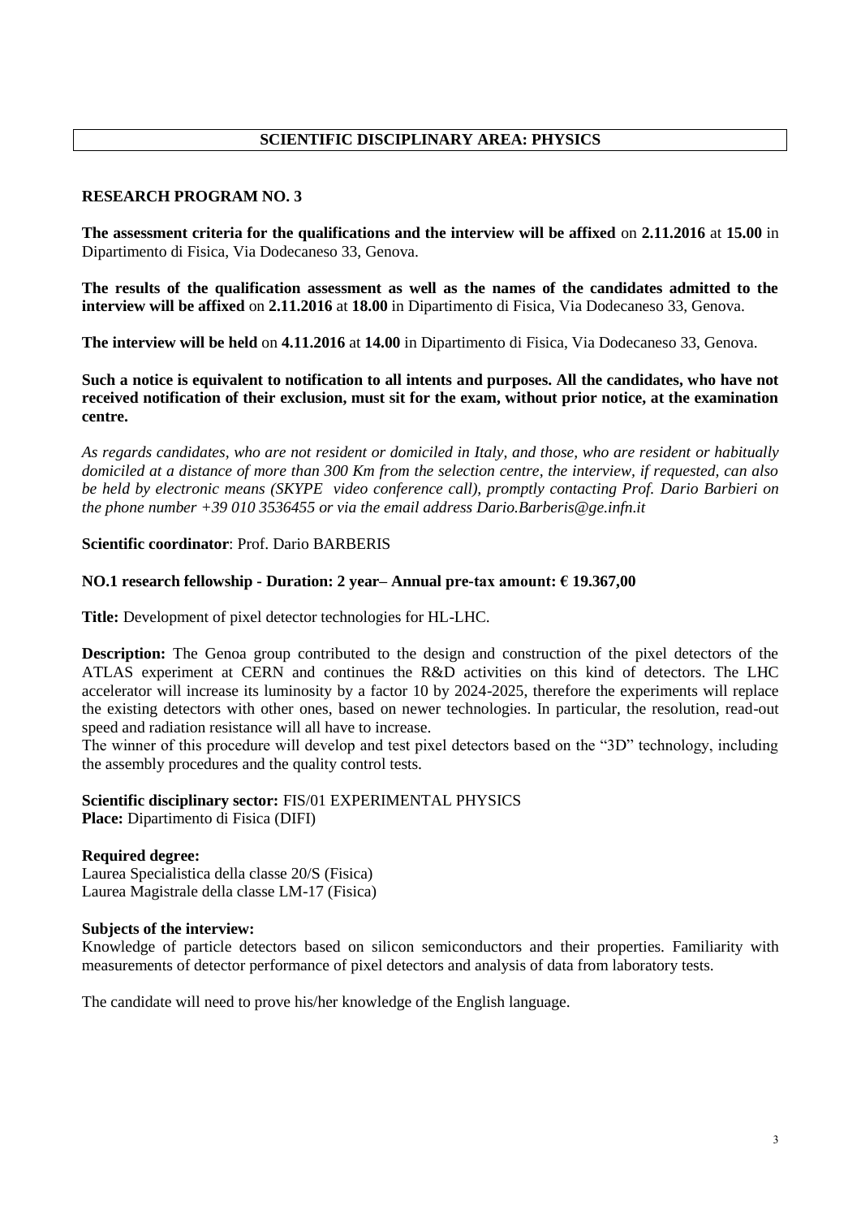## SCIENTIFIC DISCIPLINARY AREA: PHYSICS

### RESEARCH PROGRAM NO. 3

**The assessment criteria for the qualifications and the interview will be affixed** on **2.11.2016** at **15.00** in Dipartimento di Fisica, Via Dodecaneso 33, Genova.

**The results of the qualification assessment as well as the names of the candidates admitted to the interview will be affixed** on **2.11.2016** at **18.00** in Dipartimento di Fisica, Via Dodecaneso 33, Genova.

**The interview will be held** on **4.11.2016** at **14.00** in Dipartimento di Fisica, Via Dodecaneso 33, Genova.

**Such a notice is equivalent to notification to all intents and purposes. All the candidates, who have not received notification of their exclusion, must sit for the exam, without prior notice, at the examination centre.**

*As regards candidates, who are not resident or domiciled in Italy, and those, who are resident or habitually domiciled at a distance of more than 300 Km from the selection centre, the interview, if requested, can also be held by electronic means (SKYPE video conference call), promptly contacting Prof. Dario Barbieri on the phone number +39 010 3536455 or via the email address Dario.Barberis@ge.infn.it*

**Scientific coordinator**: Prof. Dario BARBERIS

**NO.1 research fellowship - Duration: 2 year– Annual pre-tax amount: € 19.367,00**

**Title:** Development of pixel detector technologies for HL-LHC.

**Description:** The Genoa group contributed to the design and construction of the pixel detectors of the ATLAS experiment at CERN and continues the R&D activities on this kind of detectors. The LHC accelerator will increase its luminosity by a factor 10 by 2024-2025, therefore the experiments will replace the existing detectors with other ones, based on newer technologies. In particular, the resolution, read-out speed and radiation resistance will all have to increase.
The winner of this procedure will develop and test pixel detectors based on the "3D" technology, including the assembly procedures and the quality control tests.

**Scientific disciplinary sector:** FIS/01 EXPERIMENTAL PHYSICS
**Place:** Dipartimento di Fisica (DIFI)

**Required degree:**
Laurea Specialistica della classe 20/S (Fisica)
Laurea Magistrale della classe LM-17 (Fisica)

**Subjects of the interview:**
Knowledge of particle detectors based on silicon semiconductors and their properties. Familiarity with measurements of detector performance of pixel detectors and analysis of data from laboratory tests.

The candidate will need to prove his/her knowledge of the English language.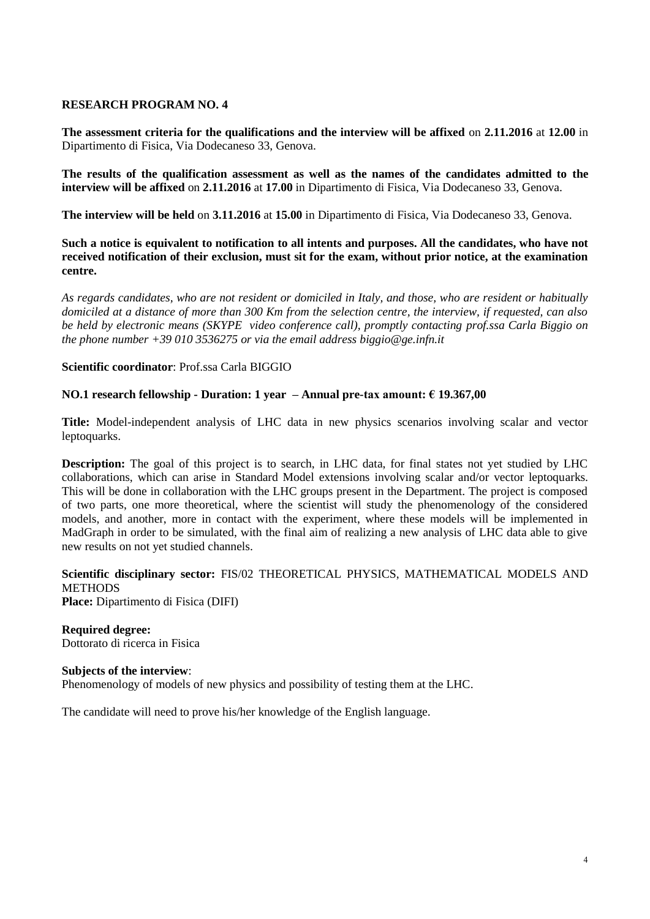**RESEARCH PROGRAM NO. 4**

**The assessment criteria for the qualifications and the interview will be affixed** on **2.11.2016** at **12.00** in Dipartimento di Fisica, Via Dodecaneso 33, Genova.

**The results of the qualification assessment as well as the names of the candidates admitted to the interview will be affixed** on **2.11.2016** at **17.00** in Dipartimento di Fisica, Via Dodecaneso 33, Genova.

**The interview will be held** on **3.11.2016** at **15.00** in Dipartimento di Fisica, Via Dodecaneso 33, Genova.

**Such a notice is equivalent to notification to all intents and purposes. All the candidates, who have not received notification of their exclusion, must sit for the exam, without prior notice, at the examination centre.**

*As regards candidates, who are not resident or domiciled in Italy, and those, who are resident or habitually domiciled at a distance of more than 300 Km from the selection centre, the interview, if requested, can also be held by electronic means (SKYPE video conference call), promptly contacting prof.ssa Carla Biggio on the phone number +39 010 3536275 or via the email address biggio@ge.infn.it*

**Scientific coordinator**: Prof.ssa Carla BIGGIO

**NO.1 research fellowship - Duration: 1 year – Annual pre-tax amount: € 19.367,00**

**Title:** Model-independent analysis of LHC data in new physics scenarios involving scalar and vector leptoquarks.

**Description:** The goal of this project is to search, in LHC data, for final states not yet studied by LHC collaborations, which can arise in Standard Model extensions involving scalar and/or vector leptoquarks. This will be done in collaboration with the LHC groups present in the Department. The project is composed of two parts, one more theoretical, where the scientist will study the phenomenology of the considered models, and another, more in contact with the experiment, where these models will be implemented in MadGraph in order to be simulated, with the final aim of realizing a new analysis of LHC data able to give new results on not yet studied channels.

**Scientific disciplinary sector:** FIS/02 THEORETICAL PHYSICS, MATHEMATICAL MODELS AND METHODS
**Place:** Dipartimento di Fisica (DIFI)

**Required degree:**
Dottorato di ricerca in Fisica

**Subjects of the interview**:
Phenomenology of models of new physics and possibility of testing them at the LHC.

The candidate will need to prove his/her knowledge of the English language.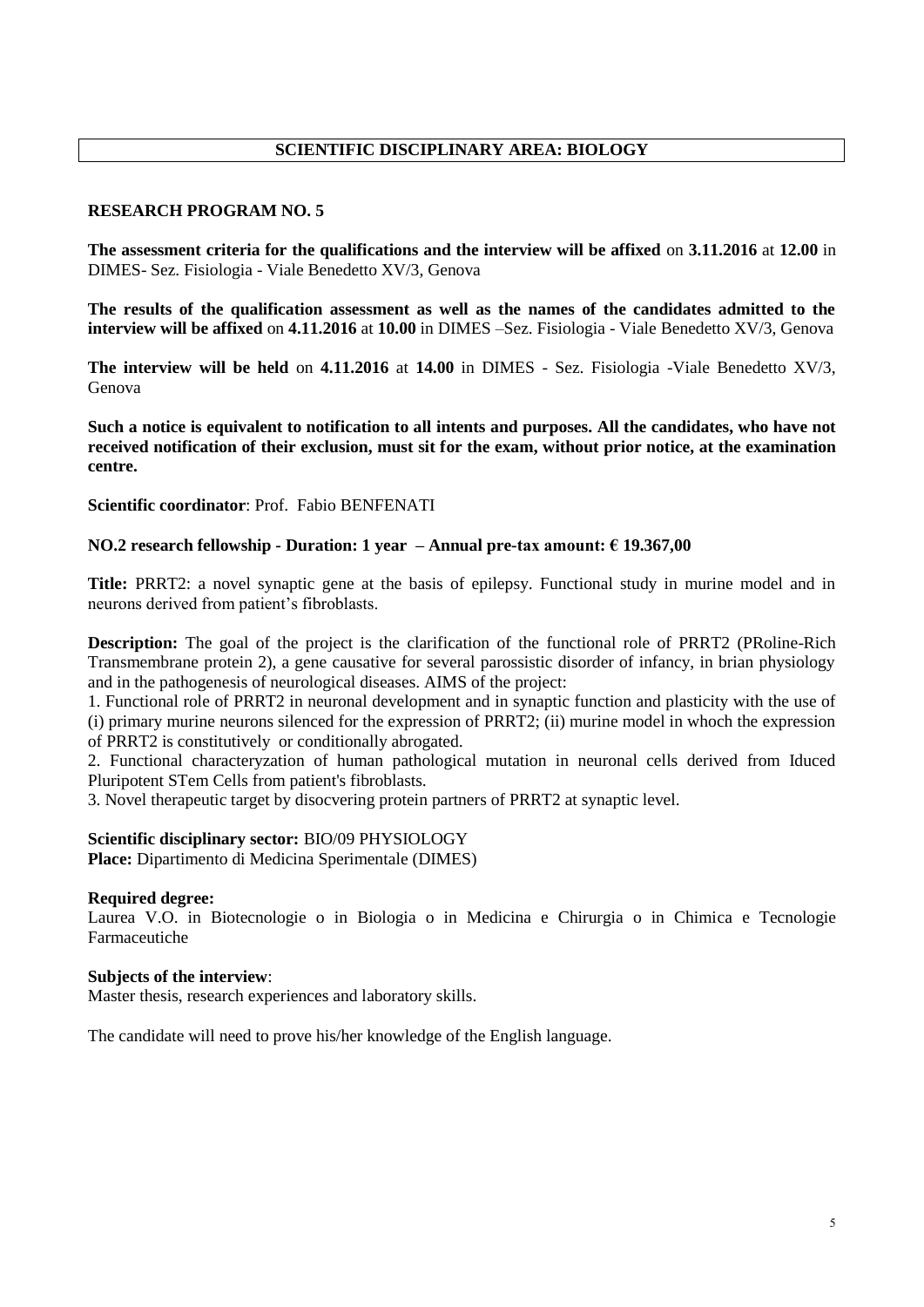## SCIENTIFIC DISCIPLINARY AREA: BIOLOGY

### RESEARCH PROGRAM NO. 5

**The assessment criteria for the qualifications and the interview will be affixed** on **3.11.2016** at **12.00** in DIMES- Sez. Fisiologia - Viale Benedetto XV/3, Genova

**The results of the qualification assessment as well as the names of the candidates admitted to the interview will be affixed** on **4.11.2016** at **10.00** in DIMES –Sez. Fisiologia - Viale Benedetto XV/3, Genova

**The interview will be held** on **4.11.2016** at **14.00** in DIMES - Sez. Fisiologia -Viale Benedetto XV/3, Genova

**Such a notice is equivalent to notification to all intents and purposes. All the candidates, who have not received notification of their exclusion, must sit for the exam, without prior notice, at the examination centre.**

**Scientific coordinator**: Prof. Fabio BENFENATI

**NO.2 research fellowship - Duration: 1 year – Annual pre-tax amount: € 19.367,00**

**Title:** PRRT2: a novel synaptic gene at the basis of epilepsy. Functional study in murine model and in neurons derived from patient's fibroblasts.

**Description:** The goal of the project is the clarification of the functional role of PRRT2 (PRoline-Rich Transmembrane protein 2), a gene causative for several parossistic disorder of infancy, in brian physiology and in the pathogenesis of neurological diseases. AIMS of the project:

1. Functional role of PRRT2 in neuronal development and in synaptic function and plasticity with the use of (i) primary murine neurons silenced for the expression of PRRT2; (ii) murine model in whoch the expression of PRRT2 is constitutively or conditionally abrogated.
2. Functional characteryzation of human pathological mutation in neuronal cells derived from Iduced Pluripotent STem Cells from patient's fibroblasts.
3. Novel therapeutic target by disocvering protein partners of PRRT2 at synaptic level.

**Scientific disciplinary sector:** BIO/09 PHYSIOLOGY
**Place:** Dipartimento di Medicina Sperimentale (DIMES)

**Required degree:**
Laurea V.O. in Biotecnologie o in Biologia o in Medicina e Chirurgia o in Chimica e Tecnologie Farmaceutiche

**Subjects of the interview**:
Master thesis, research experiences and laboratory skills.

The candidate will need to prove his/her knowledge of the English language.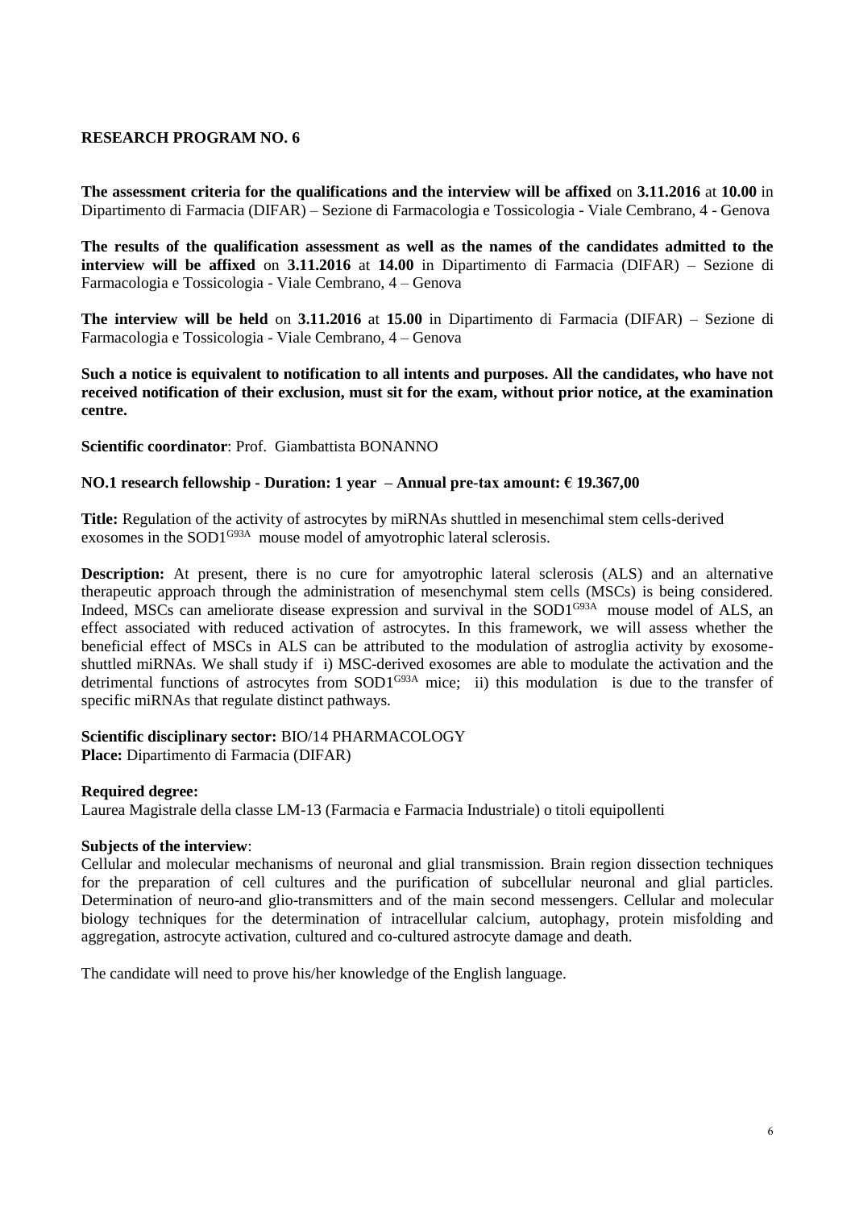**RESEARCH PROGRAM NO. 6**

**The assessment criteria for the qualifications and the interview will be affixed** on **3.11.2016** at **10.00** in Dipartimento di Farmacia (DIFAR) – Sezione di Farmacologia e Tossicologia - Viale Cembrano, 4 - Genova

**The results of the qualification assessment as well as the names of the candidates admitted to the interview will be affixed** on **3.11.2016** at **14.00** in Dipartimento di Farmacia (DIFAR) – Sezione di Farmacologia e Tossicologia - Viale Cembrano, 4 – Genova

**The interview will be held** on **3.11.2016** at **15.00** in Dipartimento di Farmacia (DIFAR) – Sezione di Farmacologia e Tossicologia - Viale Cembrano, 4 – Genova

**Such a notice is equivalent to notification to all intents and purposes. All the candidates, who have not received notification of their exclusion, must sit for the exam, without prior notice, at the examination centre.**

**Scientific coordinator**: Prof. Giambattista BONANNO

**NO.1 research fellowship - Duration: 1 year – Annual pre-tax amount: € 19.367,00**

**Title:** Regulation of the activity of astrocytes by miRNAs shuttled in mesenchimal stem cells-derived exosomes in the $SOD1^{G93A}$ mouse model of amyotrophic lateral sclerosis.

**Description:** At present, there is no cure for amyotrophic lateral sclerosis (ALS) and an alternative therapeutic approach through the administration of mesenchymal stem cells (MSCs) is being considered. Indeed, MSCs can ameliorate disease expression and survival in the $SOD1^{G93A}$ mouse model of ALS, an effect associated with reduced activation of astrocytes. In this framework, we will assess whether the beneficial effect of MSCs in ALS can be attributed to the modulation of astroglia activity by exosome-shuttled miRNAs. We shall study if i) MSC-derived exosomes are able to modulate the activation and the detrimental functions of astrocytes from $SOD1^{G93A}$ mice; ii) this modulation is due to the transfer of specific miRNAs that regulate distinct pathways.

**Scientific disciplinary sector:** BIO/14 PHARMACOLOGY
**Place:** Dipartimento di Farmacia (DIFAR)

**Required degree:**
Laurea Magistrale della classe LM-13 (Farmacia e Farmacia Industriale) o titoli equipollenti

**Subjects of the interview**:
Cellular and molecular mechanisms of neuronal and glial transmission. Brain region dissection techniques for the preparation of cell cultures and the purification of subcellular neuronal and glial particles. Determination of neuro-and glio-transmitters and of the main second messengers. Cellular and molecular biology techniques for the determination of intracellular calcium, autophagy, protein misfolding and aggregation, astrocyte activation, cultured and co-cultured astrocyte damage and death.

The candidate will need to prove his/her knowledge of the English language.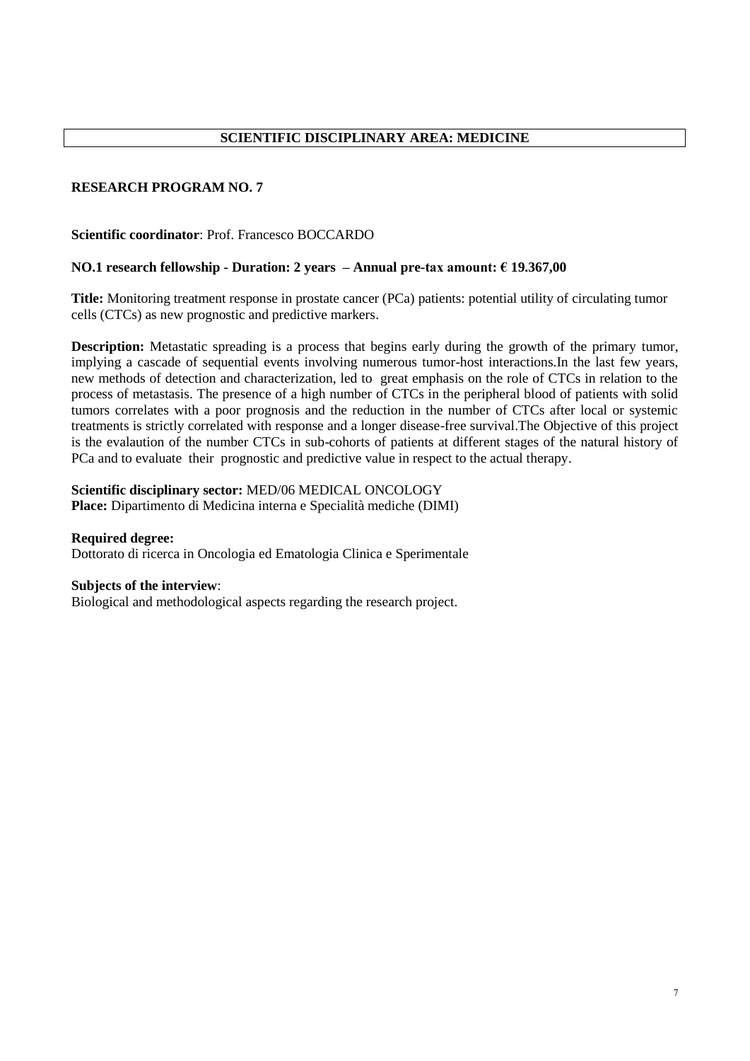## SCIENTIFIC DISCIPLINARY AREA: MEDICINE

### RESEARCH PROGRAM NO. 7

**Scientific coordinator**: Prof. Francesco BOCCARDO

**NO.1 research fellowship - Duration: 2 years – Annual pre-tax amount: € 19.367,00**

**Title:** Monitoring treatment response in prostate cancer (PCa) patients: potential utility of circulating tumor cells (CTCs) as new prognostic and predictive markers.

**Description:** Metastatic spreading is a process that begins early during the growth of the primary tumor, implying a cascade of sequential events involving numerous tumor-host interactions.In the last few years, new methods of detection and characterization, led to great emphasis on the role of CTCs in relation to the process of metastasis. The presence of a high number of CTCs in the peripheral blood of patients with solid tumors correlates with a poor prognosis and the reduction in the number of CTCs after local or systemic treatments is strictly correlated with response and a longer disease-free survival.The Objective of this project is the evalaution of the number CTCs in sub-cohorts of patients at different stages of the natural history of PCa and to evaluate their prognostic and predictive value in respect to the actual therapy.

**Scientific disciplinary sector:** MED/06 MEDICAL ONCOLOGY
**Place:** Dipartimento di Medicina interna e Specialità mediche (DIMI)

**Required degree:**
Dottorato di ricerca in Oncologia ed Ematologia Clinica e Sperimentale

**Subjects of the interview**:
Biological and methodological aspects regarding the research project.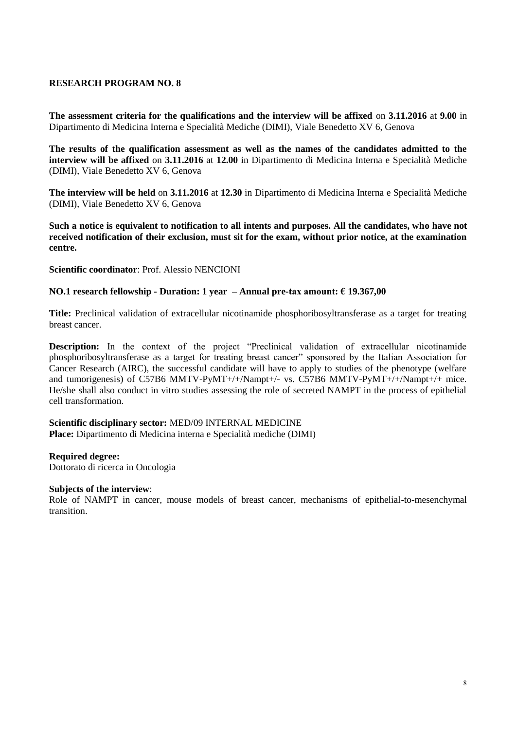**RESEARCH PROGRAM NO. 8**

**The assessment criteria for the qualifications and the interview will be affixed** on **3.11.2016** at **9.00** in Dipartimento di Medicina Interna e Specialità Mediche (DIMI), Viale Benedetto XV 6, Genova

**The results of the qualification assessment as well as the names of the candidates admitted to the interview will be affixed** on **3.11.2016** at **12.00** in Dipartimento di Medicina Interna e Specialità Mediche (DIMI), Viale Benedetto XV 6, Genova

**The interview will be held** on **3.11.2016** at **12.30** in Dipartimento di Medicina Interna e Specialità Mediche (DIMI), Viale Benedetto XV 6, Genova

**Such a notice is equivalent to notification to all intents and purposes. All the candidates, who have not received notification of their exclusion, must sit for the exam, without prior notice, at the examination centre.**

**Scientific coordinator**: Prof. Alessio NENCIONI

**NO.1 research fellowship - Duration: 1 year – Annual pre-tax amount: € 19.367,00**

**Title:** Preclinical validation of extracellular nicotinamide phosphoribosyltransferase as a target for treating breast cancer.

**Description:** In the context of the project "Preclinical validation of extracellular nicotinamide phosphoribosyltransferase as a target for treating breast cancer" sponsored by the Italian Association for Cancer Research (AIRC), the successful candidate will have to apply to studies of the phenotype (welfare and tumorigenesis) of C57B6 MMTV-PyMT+/+/Nampt+/- vs. C57B6 MMTV-PyMT+/+/Nampt+/+ mice. He/she shall also conduct in vitro studies assessing the role of secreted NAMPT in the process of epithelial cell transformation.

**Scientific disciplinary sector:** MED/09 INTERNAL MEDICINE
**Place:** Dipartimento di Medicina interna e Specialità mediche (DIMI)

**Required degree:**
Dottorato di ricerca in Oncologia

**Subjects of the interview**:
Role of NAMPT in cancer, mouse models of breast cancer, mechanisms of epithelial-to-mesenchymal transition.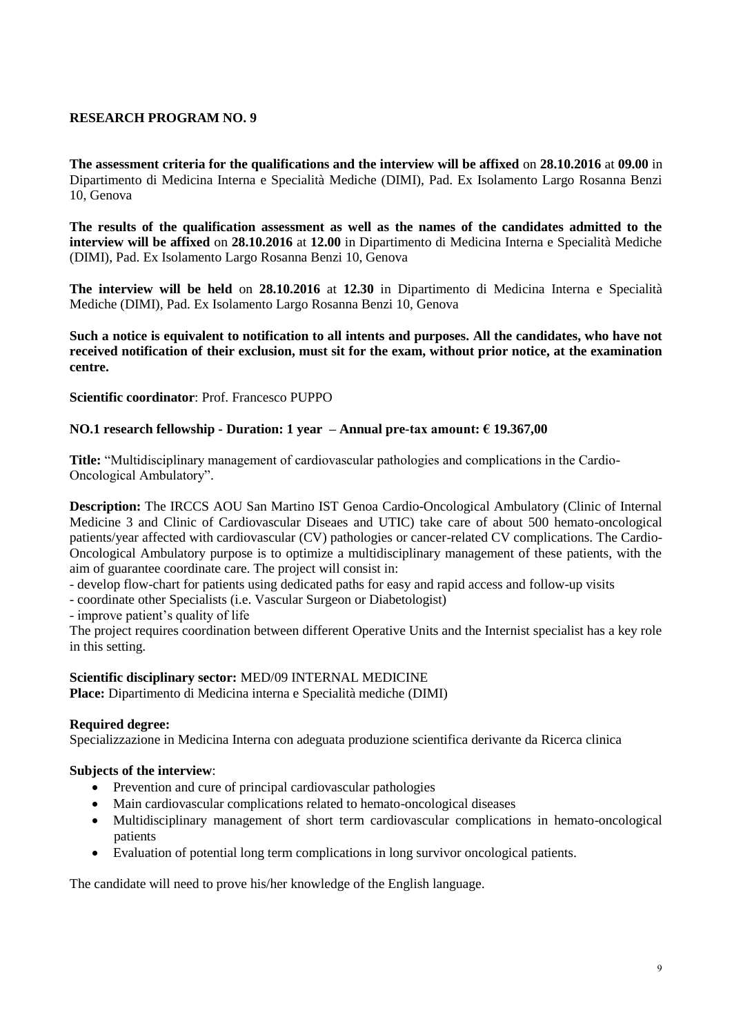## RESEARCH PROGRAM NO. 9

**The assessment criteria for the qualifications and the interview will be affixed** on **28.10.2016** at **09.00** in Dipartimento di Medicina Interna e Specialità Mediche (DIMI), Pad. Ex Isolamento Largo Rosanna Benzi 10, Genova

**The results of the qualification assessment as well as the names of the candidates admitted to the interview will be affixed** on **28.10.2016** at **12.00** in Dipartimento di Medicina Interna e Specialità Mediche (DIMI), Pad. Ex Isolamento Largo Rosanna Benzi 10, Genova

**The interview will be held** on **28.10.2016** at **12.30** in Dipartimento di Medicina Interna e Specialità Mediche (DIMI), Pad. Ex Isolamento Largo Rosanna Benzi 10, Genova

**Such a notice is equivalent to notification to all intents and purposes. All the candidates, who have not received notification of their exclusion, must sit for the exam, without prior notice, at the examination centre.**

**Scientific coordinator**: Prof. Francesco PUPPO

**NO.1 research fellowship - Duration: 1 year – Annual pre-tax amount: € 19.367,00**

**Title:** "Multidisciplinary management of cardiovascular pathologies and complications in the Cardio-Oncological Ambulatory".

**Description:** The IRCCS AOU San Martino IST Genoa Cardio-Oncological Ambulatory (Clinic of Internal Medicine 3 and Clinic of Cardiovascular Diseaes and UTIC) take care of about 500 hemato-oncological patients/year affected with cardiovascular (CV) pathologies or cancer-related CV complications. The Cardio-Oncological Ambulatory purpose is to optimize a multidisciplinary management of these patients, with the aim of guarantee coordinate care. The project will consist in:
- develop flow-chart for patients using dedicated paths for easy and rapid access and follow-up visits
- coordinate other Specialists (i.e. Vascular Surgeon or Diabetologist)
- improve patient's quality of life

The project requires coordination between different Operative Units and the Internist specialist has a key role in this setting.

**Scientific disciplinary sector:** MED/09 INTERNAL MEDICINE
**Place:** Dipartimento di Medicina interna e Specialità mediche (DIMI)

**Required degree:**
Specializzazione in Medicina Interna con adeguata produzione scientifica derivante da Ricerca clinica

**Subjects of the interview**:

- Prevention and cure of principal cardiovascular pathologies
- Main cardiovascular complications related to hemato-oncological diseases
- Multidisciplinary management of short term cardiovascular complications in hemato-oncological patients
- Evaluation of potential long term complications in long survivor oncological patients.

The candidate will need to prove his/her knowledge of the English language.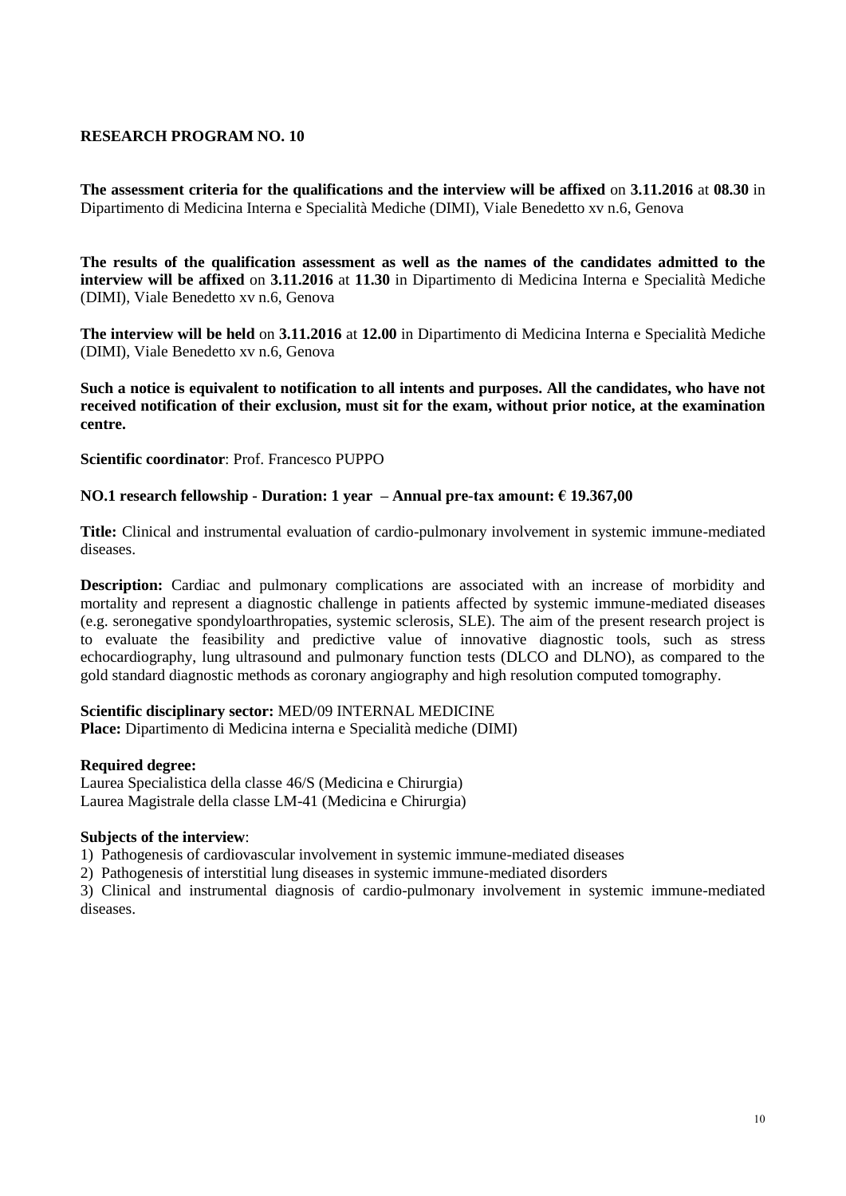## RESEARCH PROGRAM NO. 10

**The assessment criteria for the qualifications and the interview will be affixed** on **3.11.2016** at **08.30** in Dipartimento di Medicina Interna e Specialità Mediche (DIMI), Viale Benedetto xv n.6, Genova

**The results of the qualification assessment as well as the names of the candidates admitted to the interview will be affixed** on **3.11.2016** at **11.30** in Dipartimento di Medicina Interna e Specialità Mediche (DIMI), Viale Benedetto xv n.6, Genova

**The interview will be held** on **3.11.2016** at **12.00** in Dipartimento di Medicina Interna e Specialità Mediche (DIMI), Viale Benedetto xv n.6, Genova

**Such a notice is equivalent to notification to all intents and purposes. All the candidates, who have not received notification of their exclusion, must sit for the exam, without prior notice, at the examination centre.**

**Scientific coordinator**: Prof. Francesco PUPPO

**NO.1 research fellowship - Duration: 1 year – Annual pre-tax amount: € 19.367,00**

**Title:** Clinical and instrumental evaluation of cardio-pulmonary involvement in systemic immune-mediated diseases.

**Description:** Cardiac and pulmonary complications are associated with an increase of morbidity and mortality and represent a diagnostic challenge in patients affected by systemic immune-mediated diseases (e.g. seronegative spondyloarthropaties, systemic sclerosis, SLE). The aim of the present research project is to evaluate the feasibility and predictive value of innovative diagnostic tools, such as stress echocardiography, lung ultrasound and pulmonary function tests (DLCO and DLNO), as compared to the gold standard diagnostic methods as coronary angiography and high resolution computed tomography.

**Scientific disciplinary sector:** MED/09 INTERNAL MEDICINE
**Place:** Dipartimento di Medicina interna e Specialità mediche (DIMI)

**Required degree:**
Laurea Specialistica della classe 46/S (Medicina e Chirurgia)
Laurea Magistrale della classe LM-41 (Medicina e Chirurgia)

**Subjects of the interview**:
1) Pathogenesis of cardiovascular involvement in systemic immune-mediated diseases
2) Pathogenesis of interstitial lung diseases in systemic immune-mediated disorders
3) Clinical and instrumental diagnosis of cardio-pulmonary involvement in systemic immune-mediated diseases.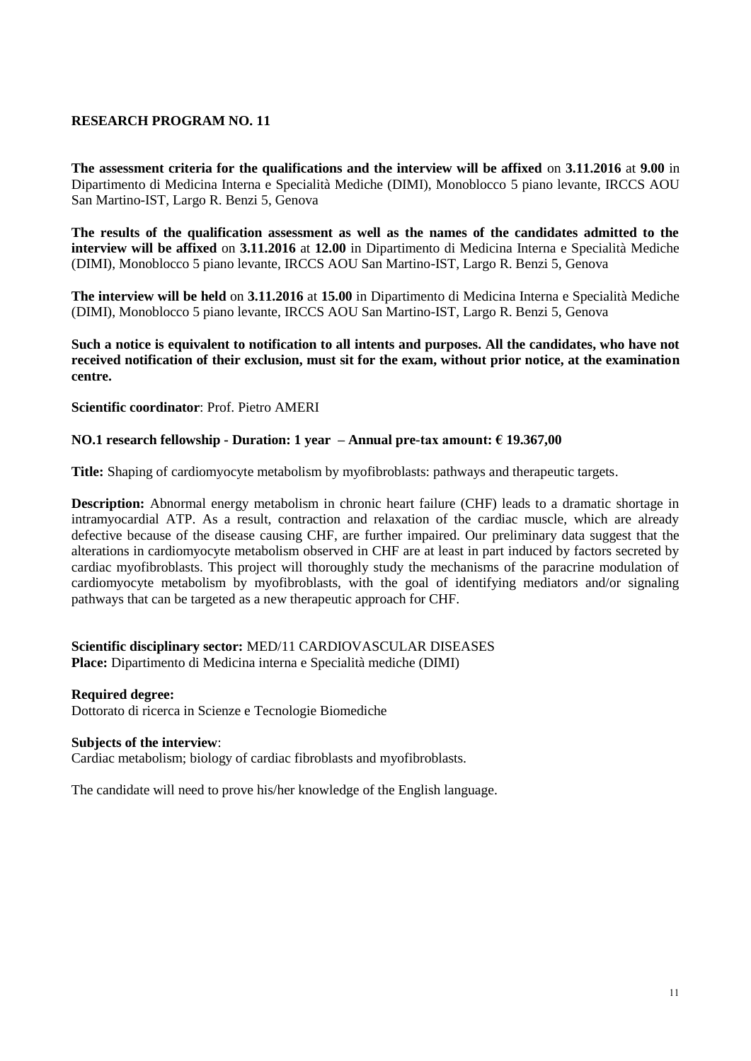## RESEARCH PROGRAM NO. 11

**The assessment criteria for the qualifications and the interview will be affixed** on **3.11.2016** at **9.00** in Dipartimento di Medicina Interna e Specialità Mediche (DIMI), Monoblocco 5 piano levante, IRCCS AOU San Martino-IST, Largo R. Benzi 5, Genova

**The results of the qualification assessment as well as the names of the candidates admitted to the interview will be affixed** on **3.11.2016** at **12.00** in Dipartimento di Medicina Interna e Specialità Mediche (DIMI), Monoblocco 5 piano levante, IRCCS AOU San Martino-IST, Largo R. Benzi 5, Genova

**The interview will be held** on **3.11.2016** at **15.00** in Dipartimento di Medicina Interna e Specialità Mediche (DIMI), Monoblocco 5 piano levante, IRCCS AOU San Martino-IST, Largo R. Benzi 5, Genova

**Such a notice is equivalent to notification to all intents and purposes. All the candidates, who have not received notification of their exclusion, must sit for the exam, without prior notice, at the examination centre.**

**Scientific coordinator**: Prof. Pietro AMERI

**NO.1 research fellowship - Duration: 1 year – Annual pre-tax amount: € 19.367,00**

**Title:** Shaping of cardiomyocyte metabolism by myofibroblasts: pathways and therapeutic targets.

**Description:** Abnormal energy metabolism in chronic heart failure (CHF) leads to a dramatic shortage in intramyocardial ATP. As a result, contraction and relaxation of the cardiac muscle, which are already defective because of the disease causing CHF, are further impaired. Our preliminary data suggest that the alterations in cardiomyocyte metabolism observed in CHF are at least in part induced by factors secreted by cardiac myofibroblasts. This project will thoroughly study the mechanisms of the paracrine modulation of cardiomyocyte metabolism by myofibroblasts, with the goal of identifying mediators and/or signaling pathways that can be targeted as a new therapeutic approach for CHF.

**Scientific disciplinary sector:** MED/11 CARDIOVASCULAR DISEASES
**Place:** Dipartimento di Medicina interna e Specialità mediche (DIMI)

**Required degree:**
Dottorato di ricerca in Scienze e Tecnologie Biomediche

**Subjects of the interview**:
Cardiac metabolism; biology of cardiac fibroblasts and myofibroblasts.

The candidate will need to prove his/her knowledge of the English language.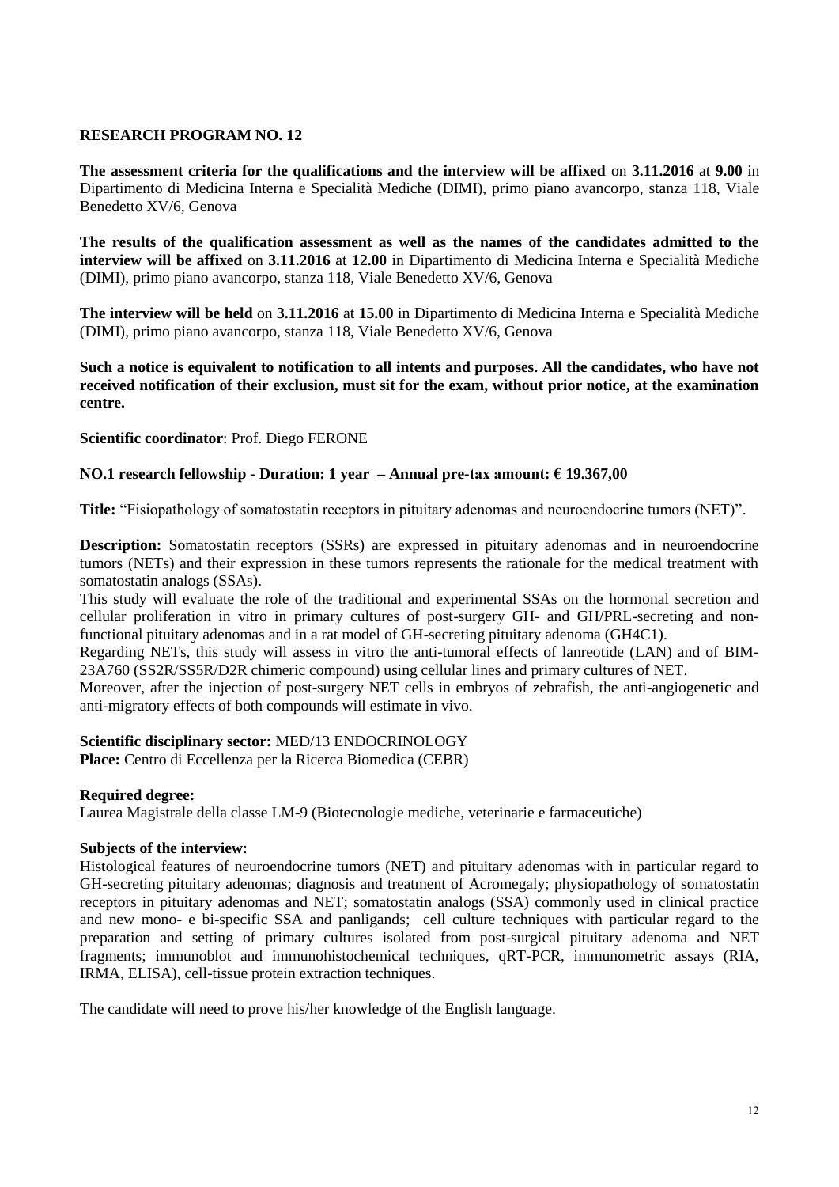## RESEARCH PROGRAM NO. 12

**The assessment criteria for the qualifications and the interview will be affixed** on **3.11.2016** at **9.00** in Dipartimento di Medicina Interna e Specialità Mediche (DIMI), primo piano avancorpo, stanza 118, Viale Benedetto XV/6, Genova

**The results of the qualification assessment as well as the names of the candidates admitted to the interview will be affixed** on **3.11.2016** at **12.00** in Dipartimento di Medicina Interna e Specialità Mediche (DIMI), primo piano avancorpo, stanza 118, Viale Benedetto XV/6, Genova

**The interview will be held** on **3.11.2016** at **15.00** in Dipartimento di Medicina Interna e Specialità Mediche (DIMI), primo piano avancorpo, stanza 118, Viale Benedetto XV/6, Genova

**Such a notice is equivalent to notification to all intents and purposes. All the candidates, who have not received notification of their exclusion, must sit for the exam, without prior notice, at the examination centre.**

**Scientific coordinator**: Prof. Diego FERONE

**NO.1 research fellowship - Duration: 1 year – Annual pre-tax amount: € 19.367,00**

**Title:** "Fisiopathology of somatostatin receptors in pituitary adenomas and neuroendocrine tumors (NET)".

**Description:** Somatostatin receptors (SSRs) are expressed in pituitary adenomas and in neuroendocrine tumors (NETs) and their expression in these tumors represents the rationale for the medical treatment with somatostatin analogs (SSAs).
This study will evaluate the role of the traditional and experimental SSAs on the hormonal secretion and cellular proliferation in vitro in primary cultures of post-surgery GH- and GH/PRL-secreting and non-functional pituitary adenomas and in a rat model of GH-secreting pituitary adenoma (GH4C1).
Regarding NETs, this study will assess in vitro the anti-tumoral effects of lanreotide (LAN) and of BIM-23A760 (SS2R/SS5R/D2R chimeric compound) using cellular lines and primary cultures of NET.
Moreover, after the injection of post-surgery NET cells in embryos of zebrafish, the anti-angiogenetic and anti-migratory effects of both compounds will estimate in vivo.

**Scientific disciplinary sector:** MED/13 ENDOCRINOLOGY
**Place:** Centro di Eccellenza per la Ricerca Biomedica (CEBR)

**Required degree:**
Laurea Magistrale della classe LM-9 (Biotecnologie mediche, veterinarie e farmaceutiche)

**Subjects of the interview**:
Histological features of neuroendocrine tumors (NET) and pituitary adenomas with in particular regard to GH-secreting pituitary adenomas; diagnosis and treatment of Acromegaly; physiopathology of somatostatin receptors in pituitary adenomas and NET; somatostatin analogs (SSA) commonly used in clinical practice and new mono- e bi-specific SSA and panligands; cell culture techniques with particular regard to the preparation and setting of primary cultures isolated from post-surgical pituitary adenoma and NET fragments; immunoblot and immunohistochemical techniques, qRT-PCR, immunometric assays (RIA, IRMA, ELISA), cell-tissue protein extraction techniques.

The candidate will need to prove his/her knowledge of the English language.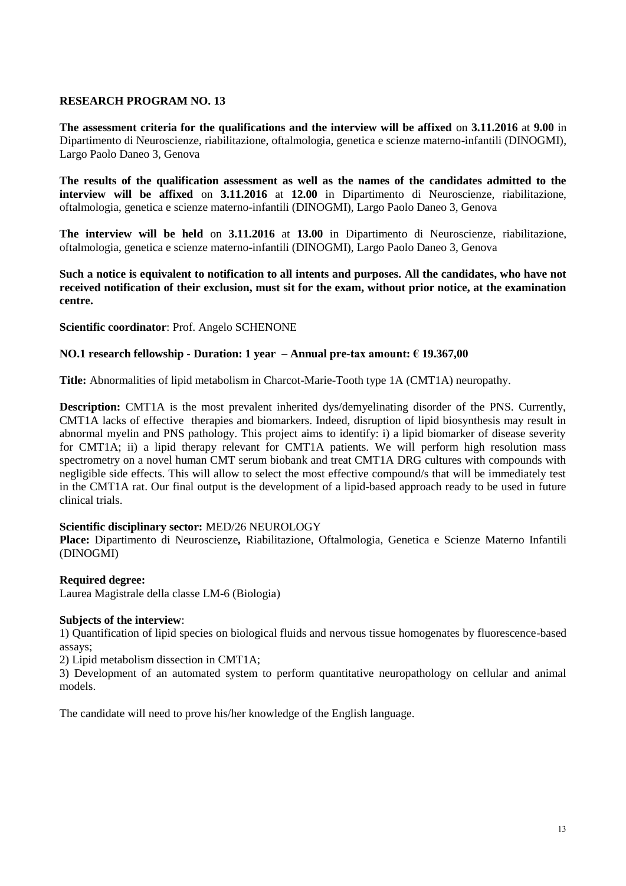## RESEARCH PROGRAM NO. 13

**The assessment criteria for the qualifications and the interview will be affixed** on **3.11.2016** at **9.00** in Dipartimento di Neuroscienze, riabilitazione, oftalmologia, genetica e scienze materno-infantili (DINOGMI), Largo Paolo Daneo 3, Genova

**The results of the qualification assessment as well as the names of the candidates admitted to the interview will be affixed** on **3.11.2016** at **12.00** in Dipartimento di Neuroscienze, riabilitazione, oftalmologia, genetica e scienze materno-infantili (DINOGMI), Largo Paolo Daneo 3, Genova

**The interview will be held** on **3.11.2016** at **13.00** in Dipartimento di Neuroscienze, riabilitazione, oftalmologia, genetica e scienze materno-infantili (DINOGMI), Largo Paolo Daneo 3, Genova

**Such a notice is equivalent to notification to all intents and purposes. All the candidates, who have not received notification of their exclusion, must sit for the exam, without prior notice, at the examination centre.**

**Scientific coordinator**: Prof. Angelo SCHENONE

**NO.1 research fellowship - Duration: 1 year – Annual pre-tax amount: € 19.367,00**

**Title:** Abnormalities of lipid metabolism in Charcot-Marie-Tooth type 1A (CMT1A) neuropathy.

**Description:** CMT1A is the most prevalent inherited dys/demyelinating disorder of the PNS. Currently, CMT1A lacks of effective therapies and biomarkers. Indeed, disruption of lipid biosynthesis may result in abnormal myelin and PNS pathology. This project aims to identify: i) a lipid biomarker of disease severity for CMT1A; ii) a lipid therapy relevant for CMT1A patients. We will perform high resolution mass spectrometry on a novel human CMT serum biobank and treat CMT1A DRG cultures with compounds with negligible side effects. This will allow to select the most effective compound/s that will be immediately test in the CMT1A rat. Our final output is the development of a lipid-based approach ready to be used in future clinical trials.

**Scientific disciplinary sector:** MED/26 NEUROLOGY
**Place:** Dipartimento di Neuroscienze**,** Riabilitazione, Oftalmologia, Genetica e Scienze Materno Infantili (DINOGMI)

**Required degree:**
Laurea Magistrale della classe LM-6 (Biologia)

**Subjects of the interview**:
1) Quantification of lipid species on biological fluids and nervous tissue homogenates by fluorescence-based assays;
2) Lipid metabolism dissection in CMT1A;
3) Development of an automated system to perform quantitative neuropathology on cellular and animal models.

The candidate will need to prove his/her knowledge of the English language.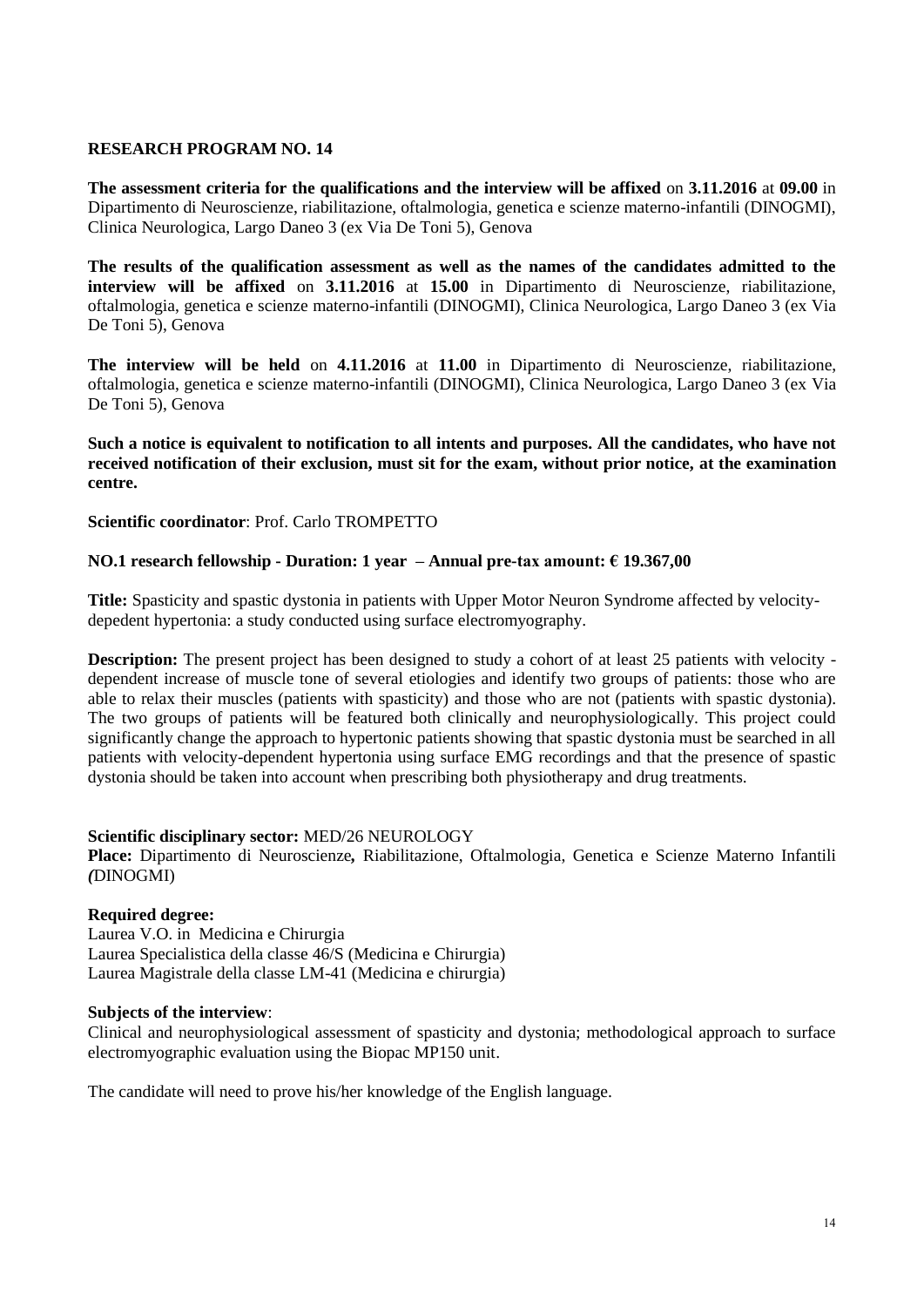## RESEARCH PROGRAM NO. 14

**The assessment criteria for the qualifications and the interview will be affixed** on **3.11.2016** at **09.00** in Dipartimento di Neuroscienze, riabilitazione, oftalmologia, genetica e scienze materno-infantili (DINOGMI), Clinica Neurologica, Largo Daneo 3 (ex Via De Toni 5), Genova

**The results of the qualification assessment as well as the names of the candidates admitted to the interview will be affixed** on **3.11.2016** at **15.00** in Dipartimento di Neuroscienze, riabilitazione, oftalmologia, genetica e scienze materno-infantili (DINOGMI), Clinica Neurologica, Largo Daneo 3 (ex Via De Toni 5), Genova

**The interview will be held** on **4.11.2016** at **11.00** in Dipartimento di Neuroscienze, riabilitazione, oftalmologia, genetica e scienze materno-infantili (DINOGMI), Clinica Neurologica, Largo Daneo 3 (ex Via De Toni 5), Genova

**Such a notice is equivalent to notification to all intents and purposes. All the candidates, who have not received notification of their exclusion, must sit for the exam, without prior notice, at the examination centre.**

**Scientific coordinator**: Prof. Carlo TROMPETTO

**NO.1 research fellowship - Duration: 1 year – Annual pre-tax amount: € 19.367,00**

**Title:** Spasticity and spastic dystonia in patients with Upper Motor Neuron Syndrome affected by velocity-depedent hypertonia: a study conducted using surface electromyography.

**Description:** The present project has been designed to study a cohort of at least 25 patients with velocity - dependent increase of muscle tone of several etiologies and identify two groups of patients: those who are able to relax their muscles (patients with spasticity) and those who are not (patients with spastic dystonia). The two groups of patients will be featured both clinically and neurophysiologically. This project could significantly change the approach to hypertonic patients showing that spastic dystonia must be searched in all patients with velocity-dependent hypertonia using surface EMG recordings and that the presence of spastic dystonia should be taken into account when prescribing both physiotherapy and drug treatments.

**Scientific disciplinary sector:** MED/26 NEUROLOGY
**Place:** Dipartimento di Neuroscienze**,** Riabilitazione, Oftalmologia, Genetica e Scienze Materno Infantili *(*DINOGMI)

**Required degree:**
Laurea V.O. in Medicina e Chirurgia
Laurea Specialistica della classe 46/S (Medicina e Chirurgia)
Laurea Magistrale della classe LM-41 (Medicina e chirurgia)

**Subjects of the interview**:
Clinical and neurophysiological assessment of spasticity and dystonia; methodological approach to surface electromyographic evaluation using the Biopac MP150 unit.

The candidate will need to prove his/her knowledge of the English language.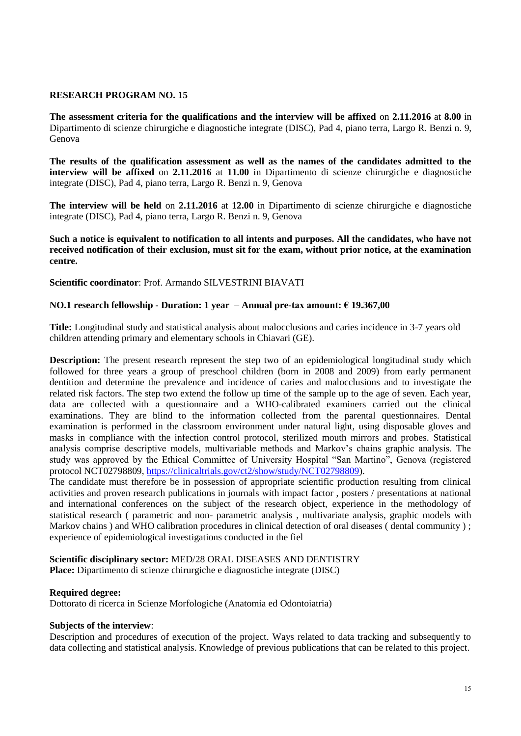## RESEARCH PROGRAM NO. 15

**The assessment criteria for the qualifications and the interview will be affixed** on **2.11.2016** at **8.00** in Dipartimento di scienze chirurgiche e diagnostiche integrate (DISC), Pad 4, piano terra, Largo R. Benzi n. 9, Genova

**The results of the qualification assessment as well as the names of the candidates admitted to the interview will be affixed** on **2.11.2016** at **11.00** in Dipartimento di scienze chirurgiche e diagnostiche integrate (DISC), Pad 4, piano terra, Largo R. Benzi n. 9, Genova

**The interview will be held** on **2.11.2016** at **12.00** in Dipartimento di scienze chirurgiche e diagnostiche integrate (DISC), Pad 4, piano terra, Largo R. Benzi n. 9, Genova

**Such a notice is equivalent to notification to all intents and purposes. All the candidates, who have not received notification of their exclusion, must sit for the exam, without prior notice, at the examination centre.**

**Scientific coordinator**: Prof. Armando SILVESTRINI BIAVATI

**NO.1 research fellowship - Duration: 1 year – Annual pre-tax amount: € 19.367,00**

**Title:** Longitudinal study and statistical analysis about malocclusions and caries incidence in 3-7 years old children attending primary and elementary schools in Chiavari (GE).

**Description:** The present research represent the step two of an epidemiological longitudinal study which followed for three years a group of preschool children (born in 2008 and 2009) from early permanent dentition and determine the prevalence and incidence of caries and malocclusions and to investigate the related risk factors. The step two extend the follow up time of the sample up to the age of seven. Each year, data are collected with a questionnaire and a WHO-calibrated examiners carried out the clinical examinations. They are blind to the information collected from the parental questionnaires. Dental examination is performed in the classroom environment under natural light, using disposable gloves and masks in compliance with the infection control protocol, sterilized mouth mirrors and probes. Statistical analysis comprise descriptive models, multivariable methods and Markov's chains graphic analysis. The study was approved by the Ethical Committee of University Hospital "San Martino", Genova (registered protocol NCT02798809, https://clinicaltrials.gov/ct2/show/study/NCT02798809).
The candidate must therefore be in possession of appropriate scientific production resulting from clinical activities and proven research publications in journals with impact factor , posters / presentations at national and international conferences on the subject of the research object, experience in the methodology of statistical research ( parametric and non- parametric analysis , multivariate analysis, graphic models with Markov chains ) and WHO calibration procedures in clinical detection of oral diseases ( dental community ) ; experience of epidemiological investigations conducted in the fiel

**Scientific disciplinary sector:** MED/28 ORAL DISEASES AND DENTISTRY
**Place:** Dipartimento di scienze chirurgiche e diagnostiche integrate (DISC)

**Required degree:**
Dottorato di ricerca in Scienze Morfologiche (Anatomia ed Odontoiatria)

**Subjects of the interview**:
Description and procedures of execution of the project. Ways related to data tracking and subsequently to data collecting and statistical analysis. Knowledge of previous publications that can be related to this project.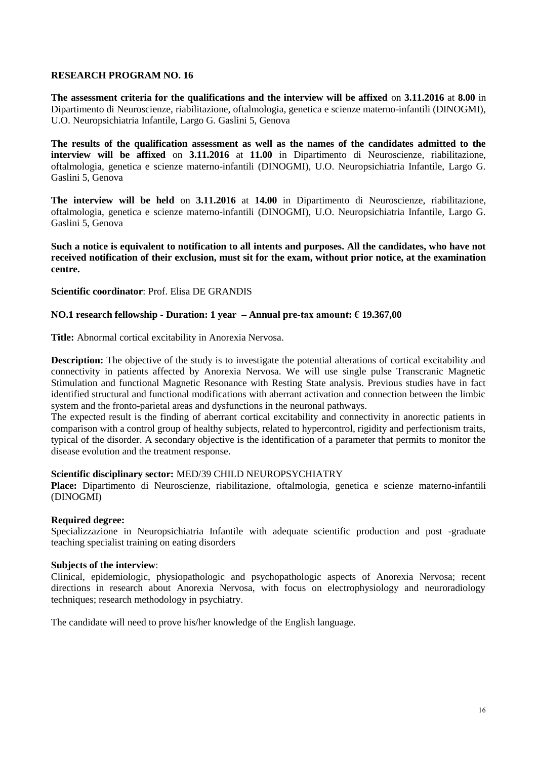## RESEARCH PROGRAM NO. 16

**The assessment criteria for the qualifications and the interview will be affixed** on **3.11.2016** at **8.00** in Dipartimento di Neuroscienze, riabilitazione, oftalmologia, genetica e scienze materno-infantili (DINOGMI), U.O. Neuropsichiatria Infantile, Largo G. Gaslini 5, Genova

**The results of the qualification assessment as well as the names of the candidates admitted to the interview will be affixed** on **3.11.2016** at **11.00** in Dipartimento di Neuroscienze, riabilitazione, oftalmologia, genetica e scienze materno-infantili (DINOGMI), U.O. Neuropsichiatria Infantile, Largo G. Gaslini 5, Genova

**The interview will be held** on **3.11.2016** at **14.00** in Dipartimento di Neuroscienze, riabilitazione, oftalmologia, genetica e scienze materno-infantili (DINOGMI), U.O. Neuropsichiatria Infantile, Largo G. Gaslini 5, Genova

**Such a notice is equivalent to notification to all intents and purposes. All the candidates, who have not received notification of their exclusion, must sit for the exam, without prior notice, at the examination centre.**

**Scientific coordinator**: Prof. Elisa DE GRANDIS

**NO.1 research fellowship - Duration: 1 year – Annual pre-tax amount: € 19.367,00**

**Title:** Abnormal cortical excitability in Anorexia Nervosa.

**Description:** The objective of the study is to investigate the potential alterations of cortical excitability and connectivity in patients affected by Anorexia Nervosa. We will use single pulse Transcranic Magnetic Stimulation and functional Magnetic Resonance with Resting State analysis. Previous studies have in fact identified structural and functional modifications with aberrant activation and connection between the limbic system and the fronto-parietal areas and dysfunctions in the neuronal pathways.
The expected result is the finding of aberrant cortical excitability and connectivity in anorectic patients in comparison with a control group of healthy subjects, related to hypercontrol, rigidity and perfectionism traits, typical of the disorder. A secondary objective is the identification of a parameter that permits to monitor the disease evolution and the treatment response.

**Scientific disciplinary sector:** MED/39 CHILD NEUROPSYCHIATRY
**Place:** Dipartimento di Neuroscienze, riabilitazione, oftalmologia, genetica e scienze materno-infantili (DINOGMI)

**Required degree:**
Specializzazione in Neuropsichiatria Infantile with adequate scientific production and post -graduate teaching specialist training on eating disorders

**Subjects of the interview**:
Clinical, epidemiologic, physiopathologic and psychopathologic aspects of Anorexia Nervosa; recent directions in research about Anorexia Nervosa, with focus on electrophysiology and neuroradiology techniques; research methodology in psychiatry.

The candidate will need to prove his/her knowledge of the English language.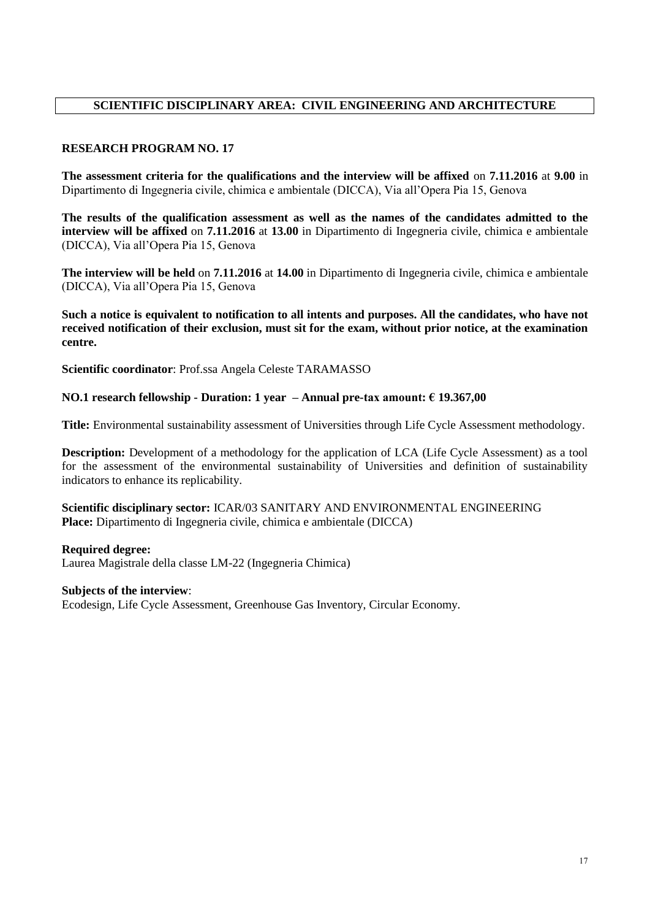## SCIENTIFIC DISCIPLINARY AREA: CIVIL ENGINEERING AND ARCHITECTURE

### RESEARCH PROGRAM NO. 17

**The assessment criteria for the qualifications and the interview will be affixed** on **7.11.2016** at **9.00** in Dipartimento di Ingegneria civile, chimica e ambientale (DICCA), Via all'Opera Pia 15, Genova

**The results of the qualification assessment as well as the names of the candidates admitted to the interview will be affixed** on **7.11.2016** at **13.00** in Dipartimento di Ingegneria civile, chimica e ambientale (DICCA), Via all'Opera Pia 15, Genova

**The interview will be held** on **7.11.2016** at **14.00** in Dipartimento di Ingegneria civile, chimica e ambientale (DICCA), Via all'Opera Pia 15, Genova

**Such a notice is equivalent to notification to all intents and purposes. All the candidates, who have not received notification of their exclusion, must sit for the exam, without prior notice, at the examination centre.**

**Scientific coordinator**: Prof.ssa Angela Celeste TARAMASSO

**NO.1 research fellowship - Duration: 1 year – Annual pre-tax amount: € 19.367,00**

**Title:** Environmental sustainability assessment of Universities through Life Cycle Assessment methodology.

**Description:** Development of a methodology for the application of LCA (Life Cycle Assessment) as a tool for the assessment of the environmental sustainability of Universities and definition of sustainability indicators to enhance its replicability.

**Scientific disciplinary sector:** ICAR/03 SANITARY AND ENVIRONMENTAL ENGINEERING
**Place:** Dipartimento di Ingegneria civile, chimica e ambientale (DICCA)

**Required degree:**
Laurea Magistrale della classe LM-22 (Ingegneria Chimica)

**Subjects of the interview**:
Ecodesign, Life Cycle Assessment, Greenhouse Gas Inventory, Circular Economy.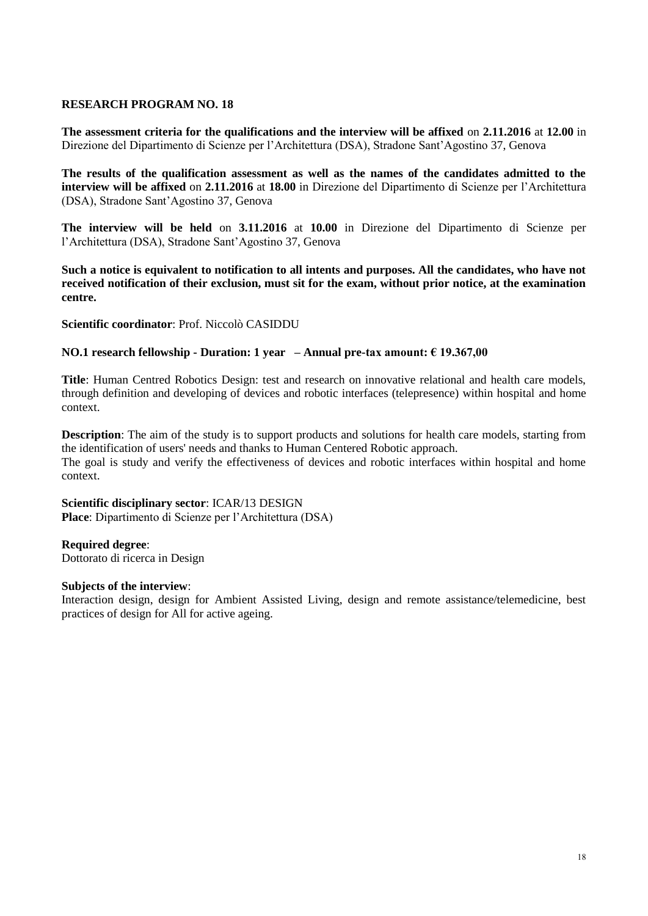## RESEARCH PROGRAM NO. 18

**The assessment criteria for the qualifications and the interview will be affixed** on **2.11.2016** at **12.00** in Direzione del Dipartimento di Scienze per l'Architettura (DSA), Stradone Sant'Agostino 37, Genova

**The results of the qualification assessment as well as the names of the candidates admitted to the interview will be affixed** on **2.11.2016** at **18.00** in Direzione del Dipartimento di Scienze per l'Architettura (DSA), Stradone Sant'Agostino 37, Genova

**The interview will be held** on **3.11.2016** at **10.00** in Direzione del Dipartimento di Scienze per l'Architettura (DSA), Stradone Sant'Agostino 37, Genova

**Such a notice is equivalent to notification to all intents and purposes. All the candidates, who have not received notification of their exclusion, must sit for the exam, without prior notice, at the examination centre.**

**Scientific coordinator**: Prof. Niccolò CASIDDU

**NO.1 research fellowship - Duration: 1 year – Annual pre-tax amount: € 19.367,00**

**Title**: Human Centred Robotics Design: test and research on innovative relational and health care models, through definition and developing of devices and robotic interfaces (telepresence) within hospital and home context.

**Description**: The aim of the study is to support products and solutions for health care models, starting from the identification of users' needs and thanks to Human Centered Robotic approach.
The goal is study and verify the effectiveness of devices and robotic interfaces within hospital and home context.

**Scientific disciplinary sector**: ICAR/13 DESIGN
**Place**: Dipartimento di Scienze per l'Architettura (DSA)

**Required degree**:
Dottorato di ricerca in Design

**Subjects of the interview**:
Interaction design, design for Ambient Assisted Living, design and remote assistance/telemedicine, best practices of design for All for active ageing.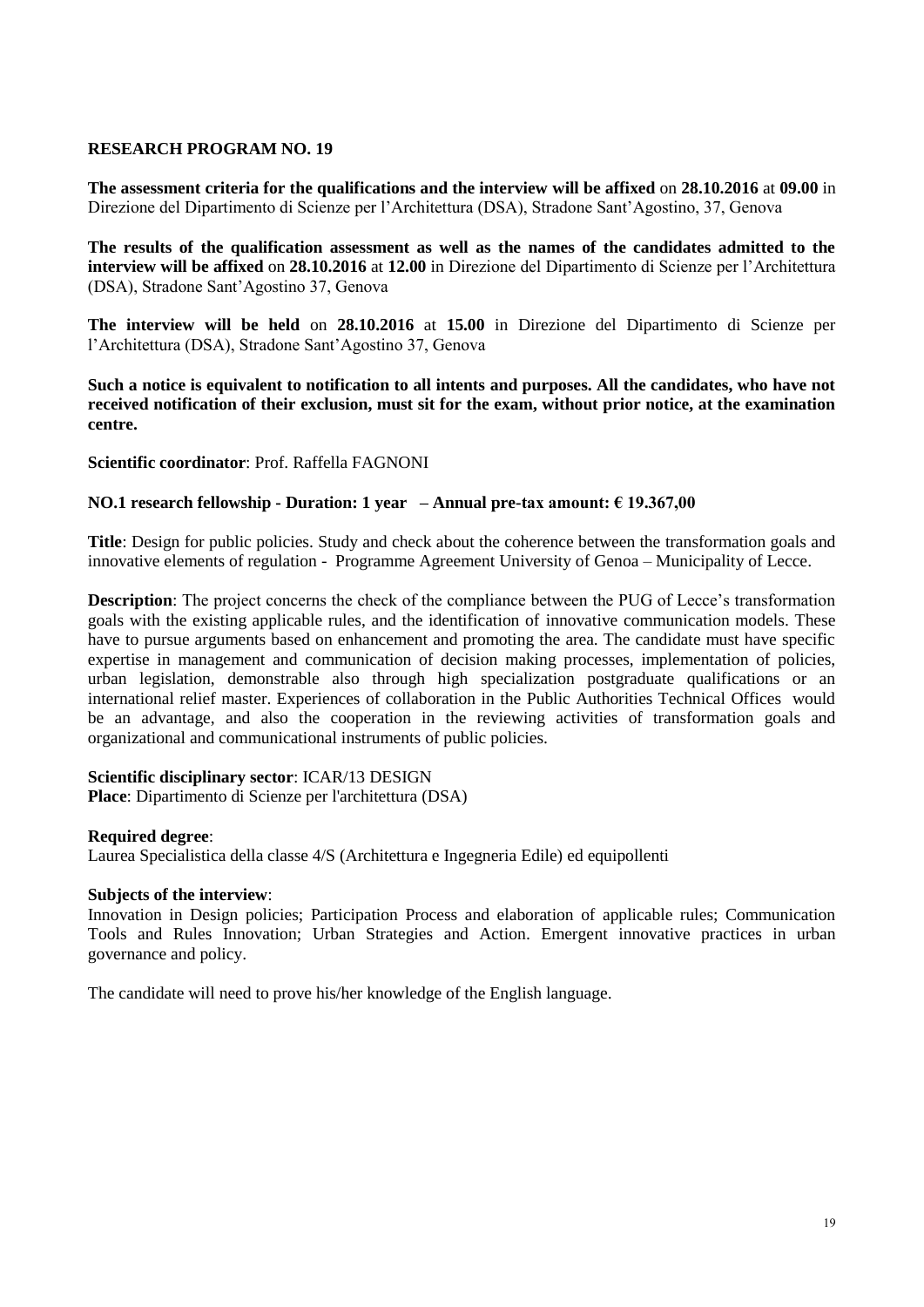## RESEARCH PROGRAM NO. 19

**The assessment criteria for the qualifications and the interview will be affixed** on **28.10.2016** at **09.00** in Direzione del Dipartimento di Scienze per l'Architettura (DSA), Stradone Sant'Agostino, 37, Genova

**The results of the qualification assessment as well as the names of the candidates admitted to the interview will be affixed** on **28.10.2016** at **12.00** in Direzione del Dipartimento di Scienze per l'Architettura (DSA), Stradone Sant'Agostino 37, Genova

**The interview will be held** on **28.10.2016** at **15.00** in Direzione del Dipartimento di Scienze per l'Architettura (DSA), Stradone Sant'Agostino 37, Genova

**Such a notice is equivalent to notification to all intents and purposes. All the candidates, who have not received notification of their exclusion, must sit for the exam, without prior notice, at the examination centre.**

**Scientific coordinator**: Prof. Raffella FAGNONI

**NO.1 research fellowship - Duration: 1 year – Annual pre-tax amount: € 19.367,00**

**Title**: Design for public policies. Study and check about the coherence between the transformation goals and innovative elements of regulation - Programme Agreement University of Genoa – Municipality of Lecce.

**Description**: The project concerns the check of the compliance between the PUG of Lecce's transformation goals with the existing applicable rules, and the identification of innovative communication models. These have to pursue arguments based on enhancement and promoting the area. The candidate must have specific expertise in management and communication of decision making processes, implementation of policies, urban legislation, demonstrable also through high specialization postgraduate qualifications or an international relief master. Experiences of collaboration in the Public Authorities Technical Offices would be an advantage, and also the cooperation in the reviewing activities of transformation goals and organizational and communicational instruments of public policies.

**Scientific disciplinary sector**: ICAR/13 DESIGN
**Place**: Dipartimento di Scienze per l'architettura (DSA)

**Required degree**:
Laurea Specialistica della classe 4/S (Architettura e Ingegneria Edile) ed equipollenti

**Subjects of the interview**:
Innovation in Design policies; Participation Process and elaboration of applicable rules; Communication Tools and Rules Innovation; Urban Strategies and Action. Emergent innovative practices in urban governance and policy.

The candidate will need to prove his/her knowledge of the English language.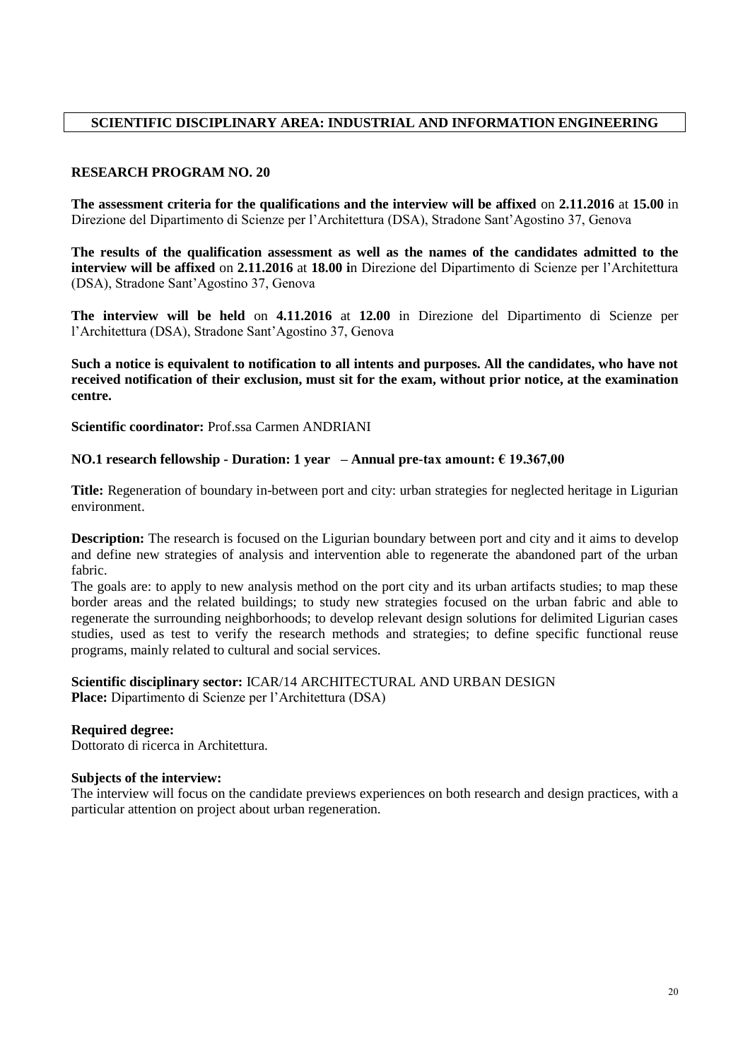## SCIENTIFIC DISCIPLINARY AREA: INDUSTRIAL AND INFORMATION ENGINEERING

### RESEARCH PROGRAM NO. 20

**The assessment criteria for the qualifications and the interview will be affixed** on **2.11.2016** at **15.00** in Direzione del Dipartimento di Scienze per l'Architettura (DSA), Stradone Sant'Agostino 37, Genova

**The results of the qualification assessment as well as the names of the candidates admitted to the interview will be affixed** on **2.11.2016** at **18.00 i**n Direzione del Dipartimento di Scienze per l'Architettura (DSA), Stradone Sant'Agostino 37, Genova

**The interview will be held** on **4.11.2016** at **12.00** in Direzione del Dipartimento di Scienze per l'Architettura (DSA), Stradone Sant'Agostino 37, Genova

**Such a notice is equivalent to notification to all intents and purposes. All the candidates, who have not received notification of their exclusion, must sit for the exam, without prior notice, at the examination centre.**

**Scientific coordinator:** Prof.ssa Carmen ANDRIANI

**NO.1 research fellowship - Duration: 1 year – Annual pre-tax amount: € 19.367,00**

**Title:** Regeneration of boundary in-between port and city: urban strategies for neglected heritage in Ligurian environment.

**Description:** The research is focused on the Ligurian boundary between port and city and it aims to develop and define new strategies of analysis and intervention able to regenerate the abandoned part of the urban fabric.
The goals are: to apply to new analysis method on the port city and its urban artifacts studies; to map these border areas and the related buildings; to study new strategies focused on the urban fabric and able to regenerate the surrounding neighborhoods; to develop relevant design solutions for delimited Ligurian cases studies, used as test to verify the research methods and strategies; to define specific functional reuse programs, mainly related to cultural and social services.

**Scientific disciplinary sector:** ICAR/14 ARCHITECTURAL AND URBAN DESIGN
**Place:** Dipartimento di Scienze per l'Architettura (DSA)

**Required degree:**
Dottorato di ricerca in Architettura.

**Subjects of the interview:**
The interview will focus on the candidate previews experiences on both research and design practices, with a particular attention on project about urban regeneration.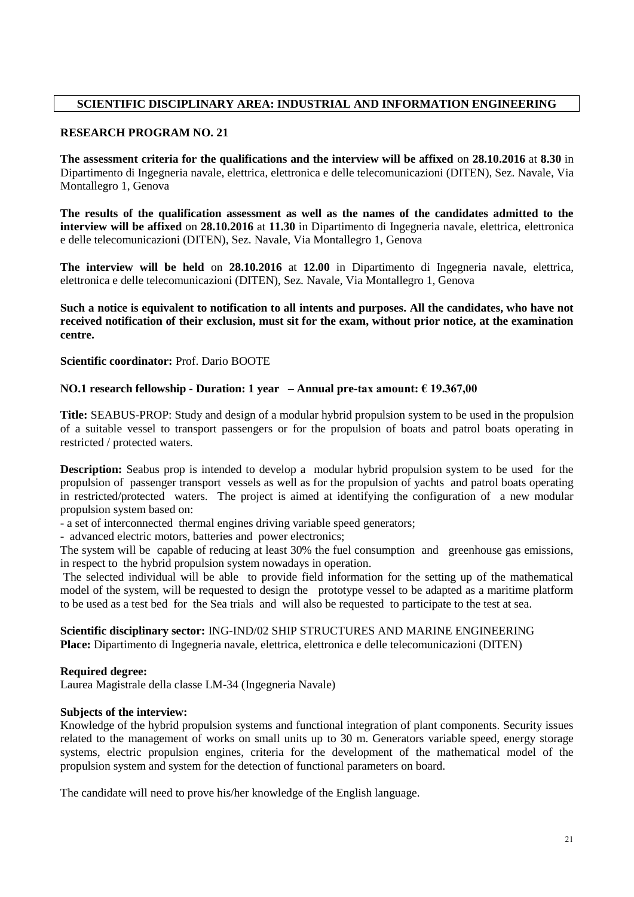**SCIENTIFIC DISCIPLINARY AREA: INDUSTRIAL AND INFORMATION ENGINEERING**

**RESEARCH PROGRAM NO. 21**

**The assessment criteria for the qualifications and the interview will be affixed** on **28.10.2016** at **8.30** in Dipartimento di Ingegneria navale, elettrica, elettronica e delle telecomunicazioni (DITEN), Sez. Navale, Via Montallegro 1, Genova

**The results of the qualification assessment as well as the names of the candidates admitted to the interview will be affixed** on **28.10.2016** at **11.30** in Dipartimento di Ingegneria navale, elettrica, elettronica e delle telecomunicazioni (DITEN), Sez. Navale, Via Montallegro 1, Genova

**The interview will be held** on **28.10.2016** at **12.00** in Dipartimento di Ingegneria navale, elettrica, elettronica e delle telecomunicazioni (DITEN), Sez. Navale, Via Montallegro 1, Genova

**Such a notice is equivalent to notification to all intents and purposes. All the candidates, who have not received notification of their exclusion, must sit for the exam, without prior notice, at the examination centre.**

**Scientific coordinator:** Prof. Dario BOOTE

**NO.1 research fellowship - Duration: 1 year – Annual pre-tax amount: € 19.367,00**

**Title:** SEABUS-PROP: Study and design of a modular hybrid propulsion system to be used in the propulsion of a suitable vessel to transport passengers or for the propulsion of boats and patrol boats operating in restricted / protected waters.

**Description:** Seabus prop is intended to develop a modular hybrid propulsion system to be used for the propulsion of passenger transport vessels as well as for the propulsion of yachts and patrol boats operating in restricted/protected waters. The project is aimed at identifying the configuration of a new modular propulsion system based on:

- a set of interconnected thermal engines driving variable speed generators;
- advanced electric motors, batteries and power electronics;

The system will be capable of reducing at least 30% the fuel consumption and greenhouse gas emissions, in respect to the hybrid propulsion system nowadays in operation.

The selected individual will be able to provide field information for the setting up of the mathematical model of the system, will be requested to design the prototype vessel to be adapted as a maritime platform to be used as a test bed for the Sea trials and will also be requested to participate to the test at sea.

**Scientific disciplinary sector:** ING-IND/02 SHIP STRUCTURES AND MARINE ENGINEERING
**Place:** Dipartimento di Ingegneria navale, elettrica, elettronica e delle telecomunicazioni (DITEN)

**Required degree:**
Laurea Magistrale della classe LM-34 (Ingegneria Navale)

**Subjects of the interview:**
Knowledge of the hybrid propulsion systems and functional integration of plant components. Security issues related to the management of works on small units up to 30 m. Generators variable speed, energy storage systems, electric propulsion engines, criteria for the development of the mathematical model of the propulsion system and system for the detection of functional parameters on board.

The candidate will need to prove his/her knowledge of the English language.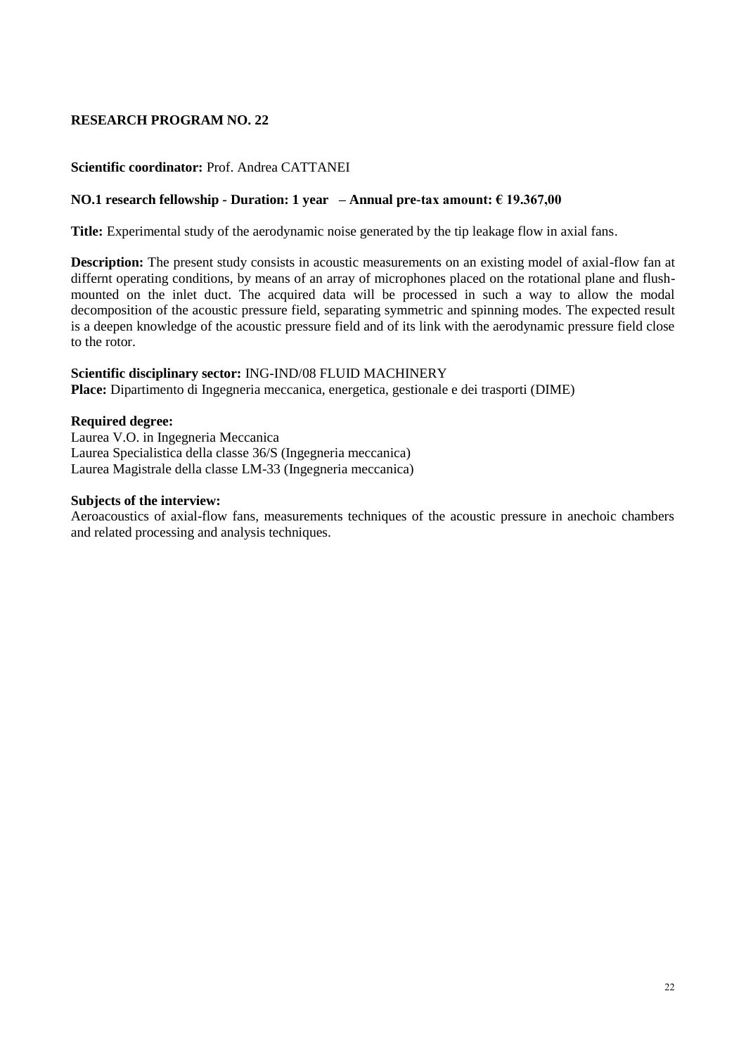## RESEARCH PROGRAM NO. 22

**Scientific coordinator:** Prof. Andrea CATTANEI

**NO.1 research fellowship - Duration: 1 year – Annual pre-tax amount: € 19.367,00**

**Title:** Experimental study of the aerodynamic noise generated by the tip leakage flow in axial fans.

**Description:** The present study consists in acoustic measurements on an existing model of axial-flow fan at differnt operating conditions, by means of an array of microphones placed on the rotational plane and flush-mounted on the inlet duct. The acquired data will be processed in such a way to allow the modal decomposition of the acoustic pressure field, separating symmetric and spinning modes. The expected result is a deepen knowledge of the acoustic pressure field and of its link with the aerodynamic pressure field close to the rotor.

**Scientific disciplinary sector:** ING-IND/08 FLUID MACHINERY
**Place:** Dipartimento di Ingegneria meccanica, energetica, gestionale e dei trasporti (DIME)

**Required degree:**
Laurea V.O. in Ingegneria Meccanica
Laurea Specialistica della classe 36/S (Ingegneria meccanica)
Laurea Magistrale della classe LM-33 (Ingegneria meccanica)

**Subjects of the interview:**
Aeroacoustics of axial-flow fans, measurements techniques of the acoustic pressure in anechoic chambers and related processing and analysis techniques.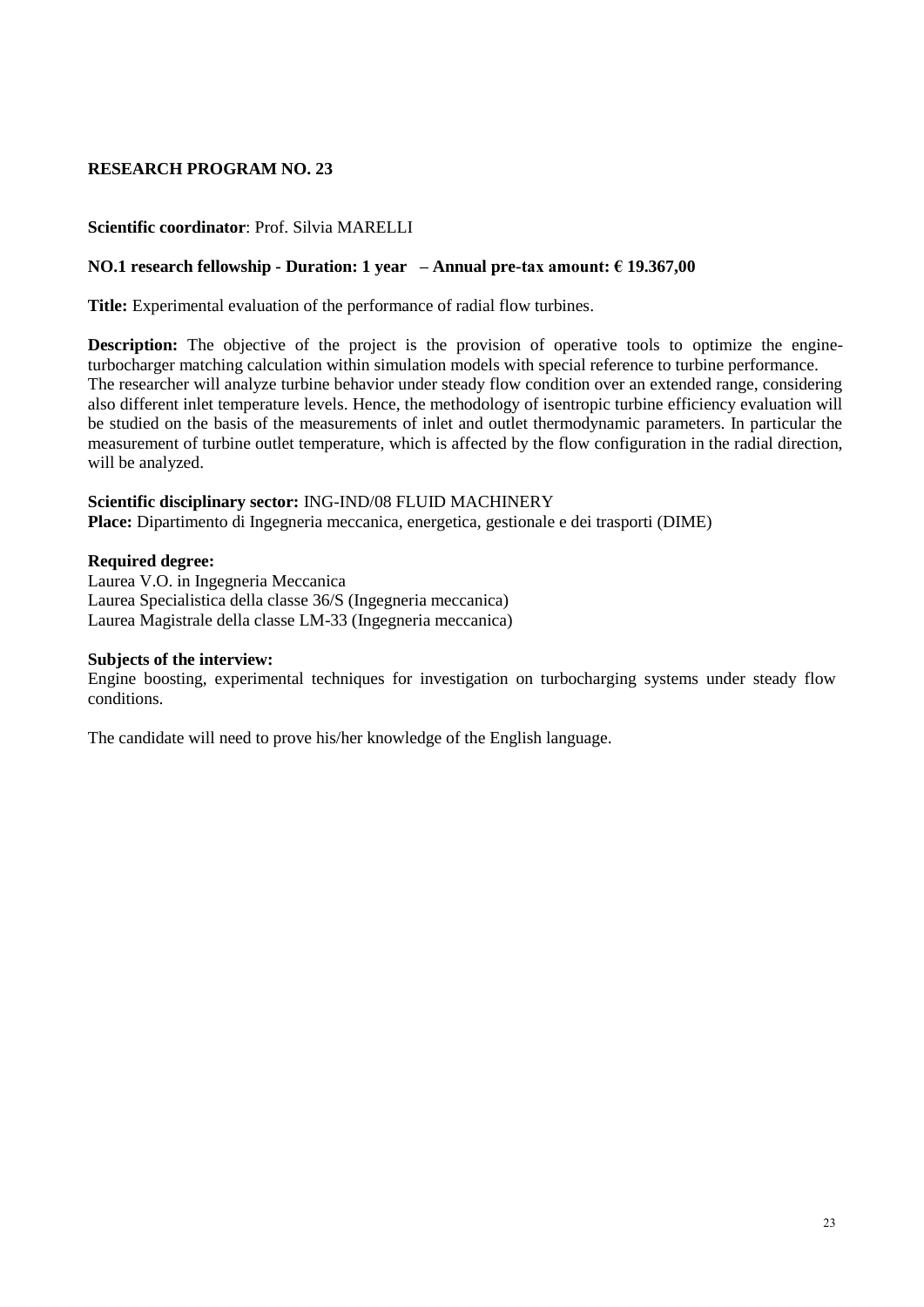## RESEARCH PROGRAM NO. 23

**Scientific coordinator**: Prof. Silvia MARELLI

**NO.1 research fellowship - Duration: 1 year – Annual pre-tax amount: € 19.367,00**

**Title:** Experimental evaluation of the performance of radial flow turbines.

**Description:** The objective of the project is the provision of operative tools to optimize the engine-turbocharger matching calculation within simulation models with special reference to turbine performance. The researcher will analyze turbine behavior under steady flow condition over an extended range, considering also different inlet temperature levels. Hence, the methodology of isentropic turbine efficiency evaluation will be studied on the basis of the measurements of inlet and outlet thermodynamic parameters. In particular the measurement of turbine outlet temperature, which is affected by the flow configuration in the radial direction, will be analyzed.

**Scientific disciplinary sector:** ING-IND/08 FLUID MACHINERY
**Place:** Dipartimento di Ingegneria meccanica, energetica, gestionale e dei trasporti (DIME)

**Required degree:**
Laurea V.O. in Ingegneria Meccanica
Laurea Specialistica della classe 36/S (Ingegneria meccanica)
Laurea Magistrale della classe LM-33 (Ingegneria meccanica)

**Subjects of the interview:**
Engine boosting, experimental techniques for investigation on turbocharging systems under steady flow conditions.

The candidate will need to prove his/her knowledge of the English language.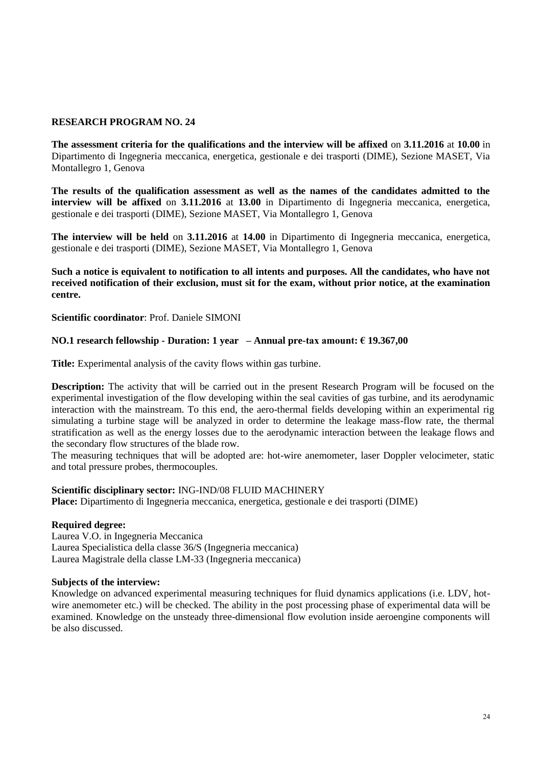## RESEARCH PROGRAM NO. 24

**The assessment criteria for the qualifications and the interview will be affixed** on **3.11.2016** at **10.00** in Dipartimento di Ingegneria meccanica, energetica, gestionale e dei trasporti (DIME), Sezione MASET, Via Montallegro 1, Genova

**The results of the qualification assessment as well as the names of the candidates admitted to the interview will be affixed** on **3.11.2016** at **13.00** in Dipartimento di Ingegneria meccanica, energetica, gestionale e dei trasporti (DIME), Sezione MASET, Via Montallegro 1, Genova

**The interview will be held** on **3.11.2016** at **14.00** in Dipartimento di Ingegneria meccanica, energetica, gestionale e dei trasporti (DIME), Sezione MASET, Via Montallegro 1, Genova

**Such a notice is equivalent to notification to all intents and purposes. All the candidates, who have not received notification of their exclusion, must sit for the exam, without prior notice, at the examination centre.**

**Scientific coordinator**: Prof. Daniele SIMONI

**NO.1 research fellowship - Duration: 1 year – Annual pre-tax amount: € 19.367,00**

**Title:** Experimental analysis of the cavity flows within gas turbine.

**Description:** The activity that will be carried out in the present Research Program will be focused on the experimental investigation of the flow developing within the seal cavities of gas turbine, and its aerodynamic interaction with the mainstream. To this end, the aero-thermal fields developing within an experimental rig simulating a turbine stage will be analyzed in order to determine the leakage mass-flow rate, the thermal stratification as well as the energy losses due to the aerodynamic interaction between the leakage flows and the secondary flow structures of the blade row.
The measuring techniques that will be adopted are: hot-wire anemometer, laser Doppler velocimeter, static and total pressure probes, thermocouples.

**Scientific disciplinary sector:** ING-IND/08 FLUID MACHINERY
**Place:** Dipartimento di Ingegneria meccanica, energetica, gestionale e dei trasporti (DIME)

**Required degree:**
Laurea V.O. in Ingegneria Meccanica
Laurea Specialistica della classe 36/S (Ingegneria meccanica)
Laurea Magistrale della classe LM-33 (Ingegneria meccanica)

**Subjects of the interview:**
Knowledge on advanced experimental measuring techniques for fluid dynamics applications (i.e. LDV, hot-wire anemometer etc.) will be checked. The ability in the post processing phase of experimental data will be examined. Knowledge on the unsteady three-dimensional flow evolution inside aeroengine components will be also discussed.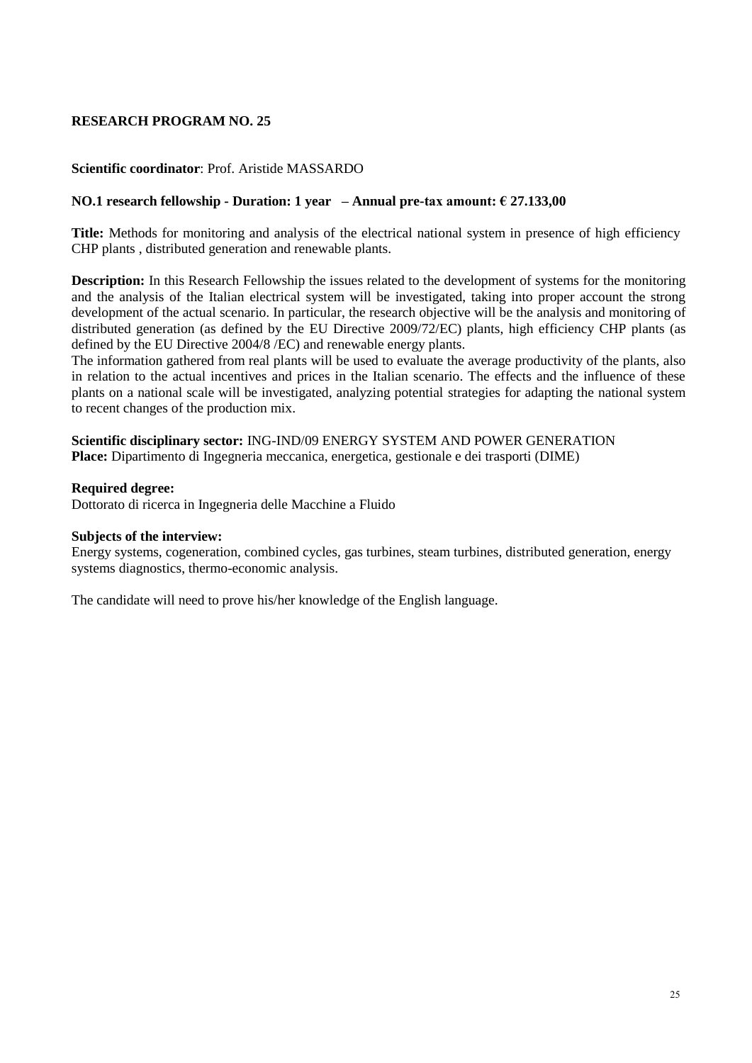# RESEARCH PROGRAM NO. 25

**Scientific coordinator**: Prof. Aristide MASSARDO

**NO.1 research fellowship - Duration: 1 year – Annual pre-tax amount: € 27.133,00**

**Title:** Methods for monitoring and analysis of the electrical national system in presence of high efficiency CHP plants , distributed generation and renewable plants.

**Description:** In this Research Fellowship the issues related to the development of systems for the monitoring and the analysis of the Italian electrical system will be investigated, taking into proper account the strong development of the actual scenario. In particular, the research objective will be the analysis and monitoring of distributed generation (as defined by the EU Directive 2009/72/EC) plants, high efficiency CHP plants (as defined by the EU Directive 2004/8 /EC) and renewable energy plants.
The information gathered from real plants will be used to evaluate the average productivity of the plants, also in relation to the actual incentives and prices in the Italian scenario. The effects and the influence of these plants on a national scale will be investigated, analyzing potential strategies for adapting the national system to recent changes of the production mix.

**Scientific disciplinary sector:** ING-IND/09 ENERGY SYSTEM AND POWER GENERATION
**Place:** Dipartimento di Ingegneria meccanica, energetica, gestionale e dei trasporti (DIME)

**Required degree:**
Dottorato di ricerca in Ingegneria delle Macchine a Fluido

**Subjects of the interview:**
Energy systems, cogeneration, combined cycles, gas turbines, steam turbines, distributed generation, energy systems diagnostics, thermo-economic analysis.

The candidate will need to prove his/her knowledge of the English language.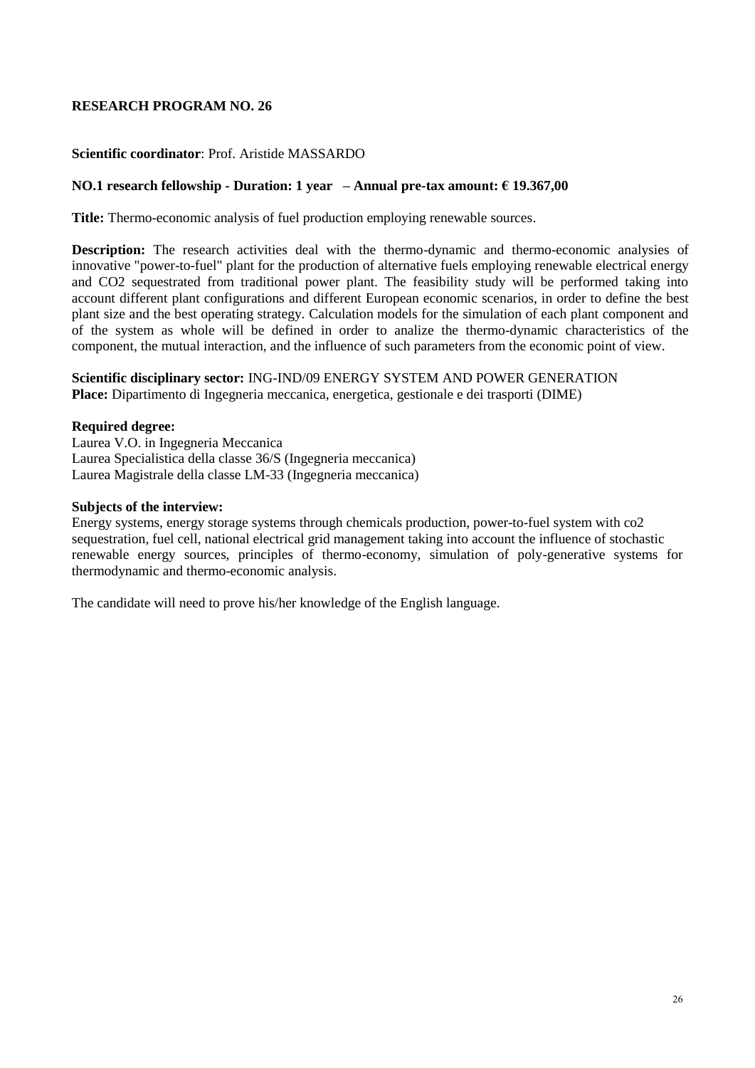# RESEARCH PROGRAM NO. 26

**Scientific coordinator**: Prof. Aristide MASSARDO

**NO.1 research fellowship - Duration: 1 year – Annual pre-tax amount: € 19.367,00**

**Title:** Thermo-economic analysis of fuel production employing renewable sources.

**Description:** The research activities deal with the thermo-dynamic and thermo-economic analyses of innovative "power-to-fuel" plant for the production of alternative fuels employing renewable electrical energy and $CO_2$ sequestrated from traditional power plant. The feasibility study will be performed taking into account different plant configurations and different European economic scenarios, in order to define the best plant size and the best operating strategy. Calculation models for the simulation of each plant component and of the system as whole will be defined in order to analize the thermo-dynamic characteristics of the component, the mutual interaction, and the influence of such parameters from the economic point of view.

**Scientific disciplinary sector:** ING-IND/09 ENERGY SYSTEM AND POWER GENERATION
**Place:** Dipartimento di Ingegneria meccanica, energetica, gestionale e dei trasporti (DIME)

**Required degree:**
Laurea V.O. in Ingegneria Meccanica
Laurea Specialistica della classe 36/S (Ingegneria meccanica)
Laurea Magistrale della classe LM-33 (Ingegneria meccanica)

**Subjects of the interview:**
Energy systems, energy storage systems through chemicals production, power-to-fuel system with co2 sequestration, fuel cell, national electrical grid management taking into account the influence of stochastic renewable energy sources, principles of thermo-economy, simulation of poly-generative systems for thermodynamic and thermo-economic analysis.

The candidate will need to prove his/her knowledge of the English language.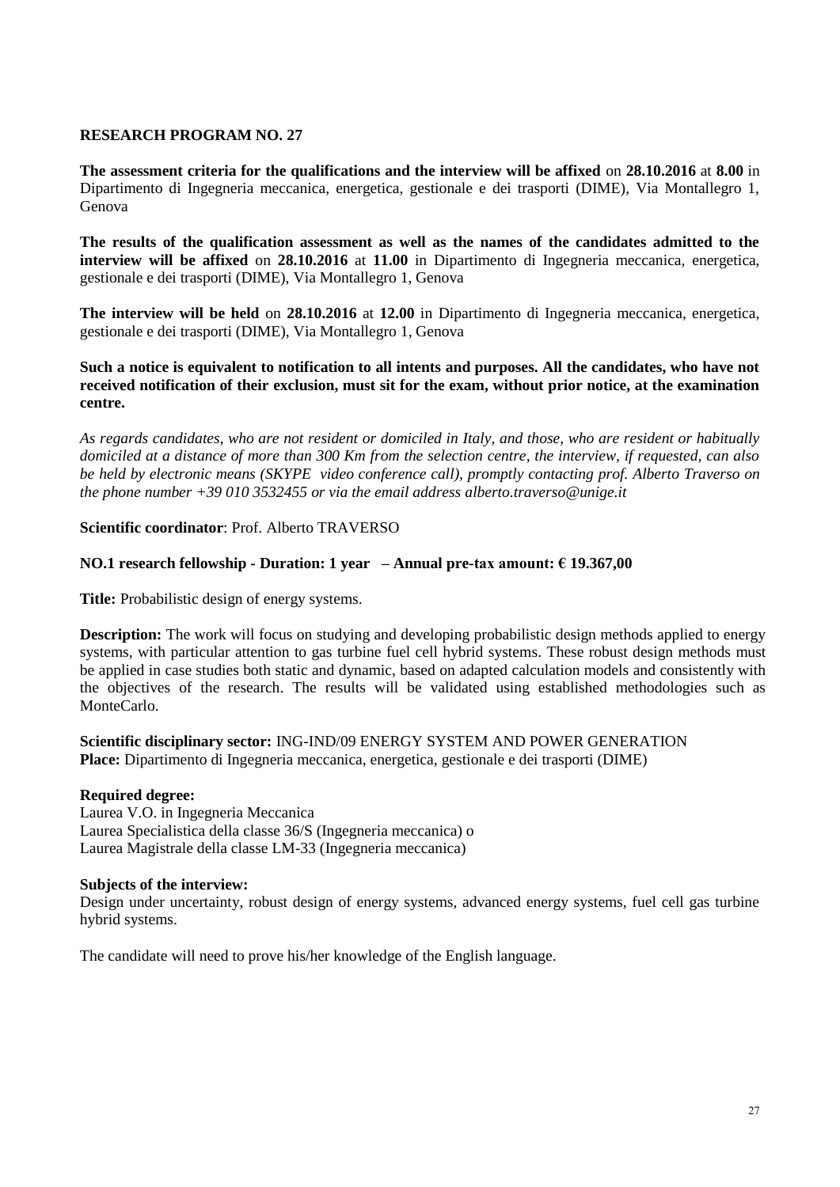**RESEARCH PROGRAM NO. 27**

**The assessment criteria for the qualifications and the interview will be affixed** on **28.10.2016** at **8.00** in Dipartimento di Ingegneria meccanica, energetica, gestionale e dei trasporti (DIME), Via Montallegro 1, Genova

**The results of the qualification assessment as well as the names of the candidates admitted to the interview will be affixed** on **28.10.2016** at **11.00** in Dipartimento di Ingegneria meccanica, energetica, gestionale e dei trasporti (DIME), Via Montallegro 1, Genova

**The interview will be held** on **28.10.2016** at **12.00** in Dipartimento di Ingegneria meccanica, energetica, gestionale e dei trasporti (DIME), Via Montallegro 1, Genova

**Such a notice is equivalent to notification to all intents and purposes. All the candidates, who have not received notification of their exclusion, must sit for the exam, without prior notice, at the examination centre.**

*As regards candidates, who are not resident or domiciled in Italy, and those, who are resident or habitually domiciled at a distance of more than 300 Km from the selection centre, the interview, if requested, can also be held by electronic means (SKYPE video conference call), promptly contacting prof. Alberto Traverso on the phone number +39 010 3532455 or via the email address alberto.traverso@unige.it*

**Scientific coordinator**: Prof. Alberto TRAVERSO

**NO.1 research fellowship - Duration: 1 year – Annual pre-tax amount: € 19.367,00**

**Title:** Probabilistic design of energy systems.

**Description:** The work will focus on studying and developing probabilistic design methods applied to energy systems, with particular attention to gas turbine fuel cell hybrid systems. These robust design methods must be applied in case studies both static and dynamic, based on adapted calculation models and consistently with the objectives of the research. The results will be validated using established methodologies such as MonteCarlo.

**Scientific disciplinary sector:** ING-IND/09 ENERGY SYSTEM AND POWER GENERATION
**Place:** Dipartimento di Ingegneria meccanica, energetica, gestionale e dei trasporti (DIME)

**Required degree:**
Laurea V.O. in Ingegneria Meccanica
Laurea Specialistica della classe 36/S (Ingegneria meccanica) o
Laurea Magistrale della classe LM-33 (Ingegneria meccanica)

**Subjects of the interview:**
Design under uncertainty, robust design of energy systems, advanced energy systems, fuel cell gas turbine hybrid systems.

The candidate will need to prove his/her knowledge of the English language.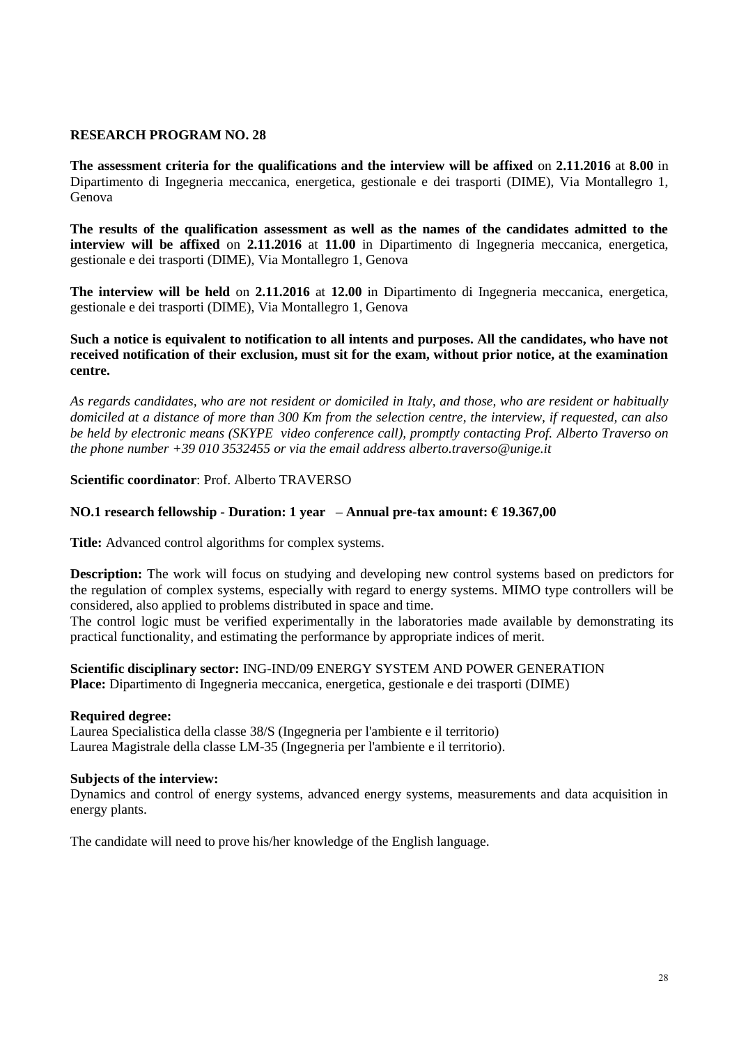**RESEARCH PROGRAM NO. 28**

**The assessment criteria for the qualifications and the interview will be affixed** on **2.11.2016** at **8.00** in Dipartimento di Ingegneria meccanica, energetica, gestionale e dei trasporti (DIME), Via Montallegro 1, Genova

**The results of the qualification assessment as well as the names of the candidates admitted to the interview will be affixed** on **2.11.2016** at **11.00** in Dipartimento di Ingegneria meccanica, energetica, gestionale e dei trasporti (DIME), Via Montallegro 1, Genova

**The interview will be held** on **2.11.2016** at **12.00** in Dipartimento di Ingegneria meccanica, energetica, gestionale e dei trasporti (DIME), Via Montallegro 1, Genova

**Such a notice is equivalent to notification to all intents and purposes. All the candidates, who have not received notification of their exclusion, must sit for the exam, without prior notice, at the examination centre.**

*As regards candidates, who are not resident or domiciled in Italy, and those, who are resident or habitually domiciled at a distance of more than 300 Km from the selection centre, the interview, if requested, can also be held by electronic means (SKYPE video conference call), promptly contacting Prof. Alberto Traverso on the phone number +39 010 3532455 or via the email address alberto.traverso@unige.it*

**Scientific coordinator**: Prof. Alberto TRAVERSO

**NO.1 research fellowship - Duration: 1 year – Annual pre-tax amount: € 19.367,00**

**Title:** Advanced control algorithms for complex systems.

**Description:** The work will focus on studying and developing new control systems based on predictors for the regulation of complex systems, especially with regard to energy systems. MIMO type controllers will be considered, also applied to problems distributed in space and time.
The control logic must be verified experimentally in the laboratories made available by demonstrating its practical functionality, and estimating the performance by appropriate indices of merit.

**Scientific disciplinary sector:** ING-IND/09 ENERGY SYSTEM AND POWER GENERATION
**Place:** Dipartimento di Ingegneria meccanica, energetica, gestionale e dei trasporti (DIME)

**Required degree:**
Laurea Specialistica della classe 38/S (Ingegneria per l'ambiente e il territorio)
Laurea Magistrale della classe LM-35 (Ingegneria per l'ambiente e il territorio).

**Subjects of the interview:**
Dynamics and control of energy systems, advanced energy systems, measurements and data acquisition in energy plants.

The candidate will need to prove his/her knowledge of the English language.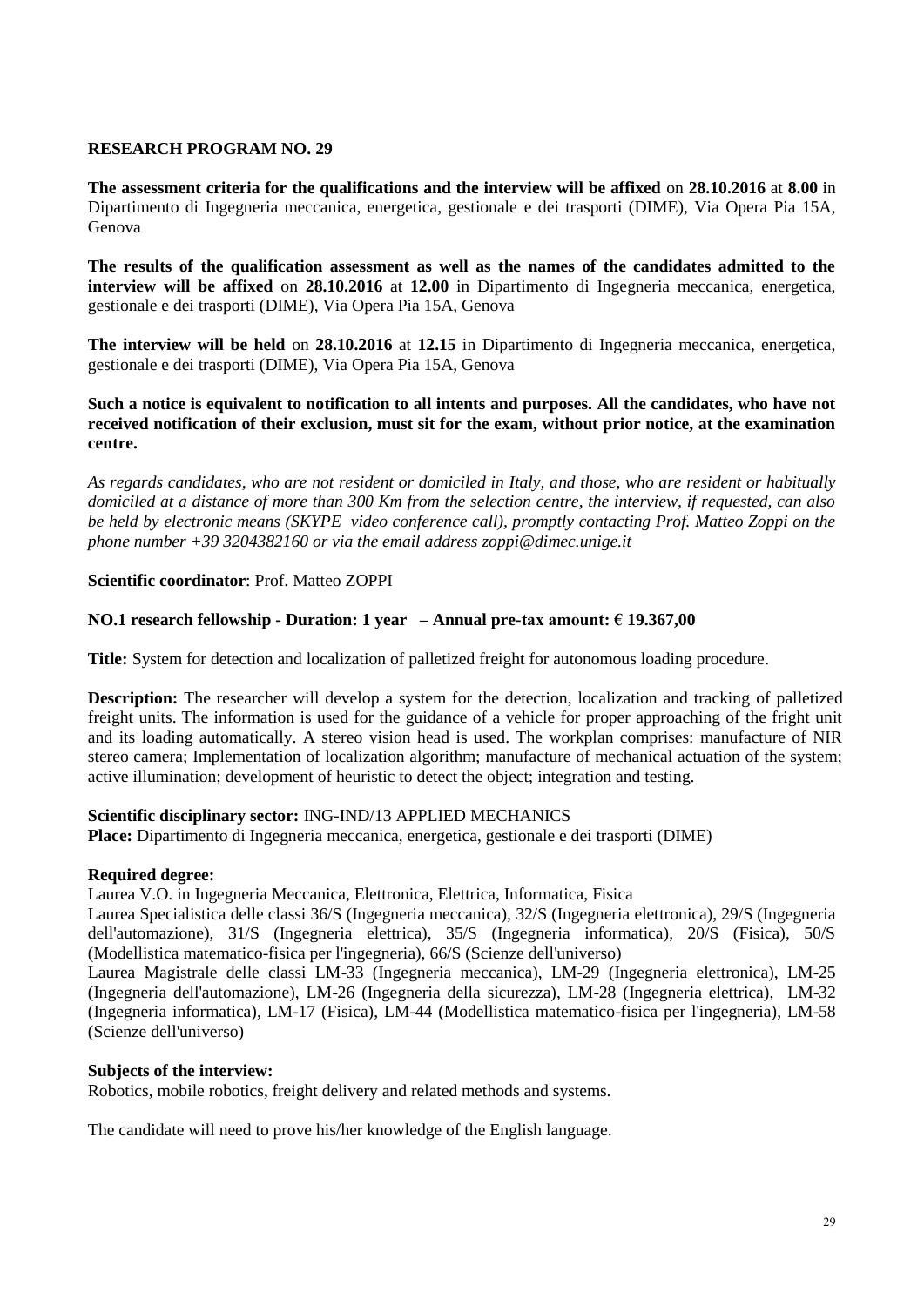**RESEARCH PROGRAM NO. 29**

**The assessment criteria for the qualifications and the interview will be affixed** on **28.10.2016** at **8.00** in Dipartimento di Ingegneria meccanica, energetica, gestionale e dei trasporti (DIME), Via Opera Pia 15A, Genova

**The results of the qualification assessment as well as the names of the candidates admitted to the interview will be affixed** on **28.10.2016** at **12.00** in Dipartimento di Ingegneria meccanica, energetica, gestionale e dei trasporti (DIME), Via Opera Pia 15A, Genova

**The interview will be held** on **28.10.2016** at **12.15** in Dipartimento di Ingegneria meccanica, energetica, gestionale e dei trasporti (DIME), Via Opera Pia 15A, Genova

**Such a notice is equivalent to notification to all intents and purposes. All the candidates, who have not received notification of their exclusion, must sit for the exam, without prior notice, at the examination centre.**

*As regards candidates, who are not resident or domiciled in Italy, and those, who are resident or habitually domiciled at a distance of more than 300 Km from the selection centre, the interview, if requested, can also be held by electronic means (SKYPE video conference call), promptly contacting Prof. Matteo Zoppi on the phone number +39 3204382160 or via the email address zoppi@dimec.unige.it*

**Scientific coordinator**: Prof. Matteo ZOPPI

**NO.1 research fellowship - Duration: 1 year – Annual pre-tax amount: € 19.367,00**

**Title:** System for detection and localization of palletized freight for autonomous loading procedure.

**Description:** The researcher will develop a system for the detection, localization and tracking of palletized freight units. The information is used for the guidance of a vehicle for proper approaching of the fright unit and its loading automatically. A stereo vision head is used. The workplan comprises: manufacture of NIR stereo camera; Implementation of localization algorithm; manufacture of mechanical actuation of the system; active illumination; development of heuristic to detect the object; integration and testing.

**Scientific disciplinary sector:** ING-IND/13 APPLIED MECHANICS
**Place:** Dipartimento di Ingegneria meccanica, energetica, gestionale e dei trasporti (DIME)

**Required degree:**
Laurea V.O. in Ingegneria Meccanica, Elettronica, Elettrica, Informatica, Fisica
Laurea Specialistica delle classi 36/S (Ingegneria meccanica), 32/S (Ingegneria elettronica), 29/S (Ingegneria dell'automazione), 31/S (Ingegneria elettrica), 35/S (Ingegneria informatica), 20/S (Fisica), 50/S (Modellistica matematico-fisica per l'ingegneria), 66/S (Scienze dell'universo)
Laurea Magistrale delle classi LM-33 (Ingegneria meccanica), LM-29 (Ingegneria elettronica), LM-25 (Ingegneria dell'automazione), LM-26 (Ingegneria della sicurezza), LM-28 (Ingegneria elettrica), LM-32 (Ingegneria informatica), LM-17 (Fisica), LM-44 (Modellistica matematico-fisica per l'ingegneria), LM-58 (Scienze dell'universo)

**Subjects of the interview:**
Robotics, mobile robotics, freight delivery and related methods and systems.

The candidate will need to prove his/her knowledge of the English language.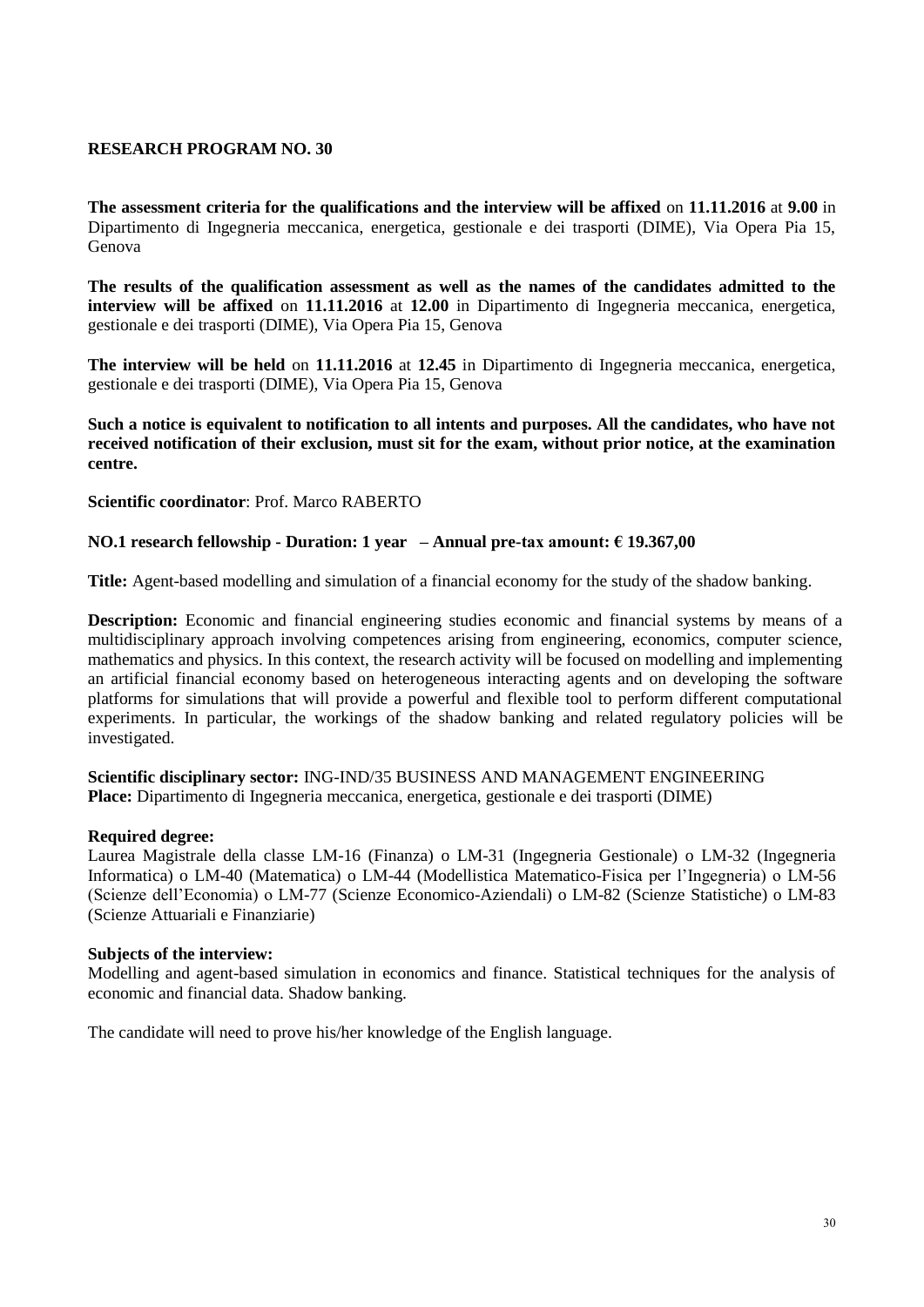## RESEARCH PROGRAM NO. 30

**The assessment criteria for the qualifications and the interview will be affixed** on **11.11.2016** at **9.00** in Dipartimento di Ingegneria meccanica, energetica, gestionale e dei trasporti (DIME), Via Opera Pia 15, Genova

**The results of the qualification assessment as well as the names of the candidates admitted to the interview will be affixed** on **11.11.2016** at **12.00** in Dipartimento di Ingegneria meccanica, energetica, gestionale e dei trasporti (DIME), Via Opera Pia 15, Genova

**The interview will be held** on **11.11.2016** at **12.45** in Dipartimento di Ingegneria meccanica, energetica, gestionale e dei trasporti (DIME), Via Opera Pia 15, Genova

**Such a notice is equivalent to notification to all intents and purposes. All the candidates, who have not received notification of their exclusion, must sit for the exam, without prior notice, at the examination centre.**

**Scientific coordinator**: Prof. Marco RABERTO

**NO.1 research fellowship - Duration: 1 year – Annual pre-tax amount: € 19.367,00**

**Title:** Agent-based modelling and simulation of a financial economy for the study of the shadow banking.

**Description:** Economic and financial engineering studies economic and financial systems by means of a multidisciplinary approach involving competences arising from engineering, economics, computer science, mathematics and physics. In this context, the research activity will be focused on modelling and implementing an artificial financial economy based on heterogeneous interacting agents and on developing the software platforms for simulations that will provide a powerful and flexible tool to perform different computational experiments. In particular, the workings of the shadow banking and related regulatory policies will be investigated.

**Scientific disciplinary sector:** ING-IND/35 BUSINESS AND MANAGEMENT ENGINEERING
**Place:** Dipartimento di Ingegneria meccanica, energetica, gestionale e dei trasporti (DIME)

**Required degree:**
Laurea Magistrale della classe LM-16 (Finanza) o LM-31 (Ingegneria Gestionale) o LM-32 (Ingegneria Informatica) o LM-40 (Matematica) o LM-44 (Modellistica Matematico-Fisica per l'Ingegneria) o LM-56 (Scienze dell'Economia) o LM-77 (Scienze Economico-Aziendali) o LM-82 (Scienze Statistiche) o LM-83 (Scienze Attuariali e Finanziarie)

**Subjects of the interview:**
Modelling and agent-based simulation in economics and finance. Statistical techniques for the analysis of economic and financial data. Shadow banking.

The candidate will need to prove his/her knowledge of the English language.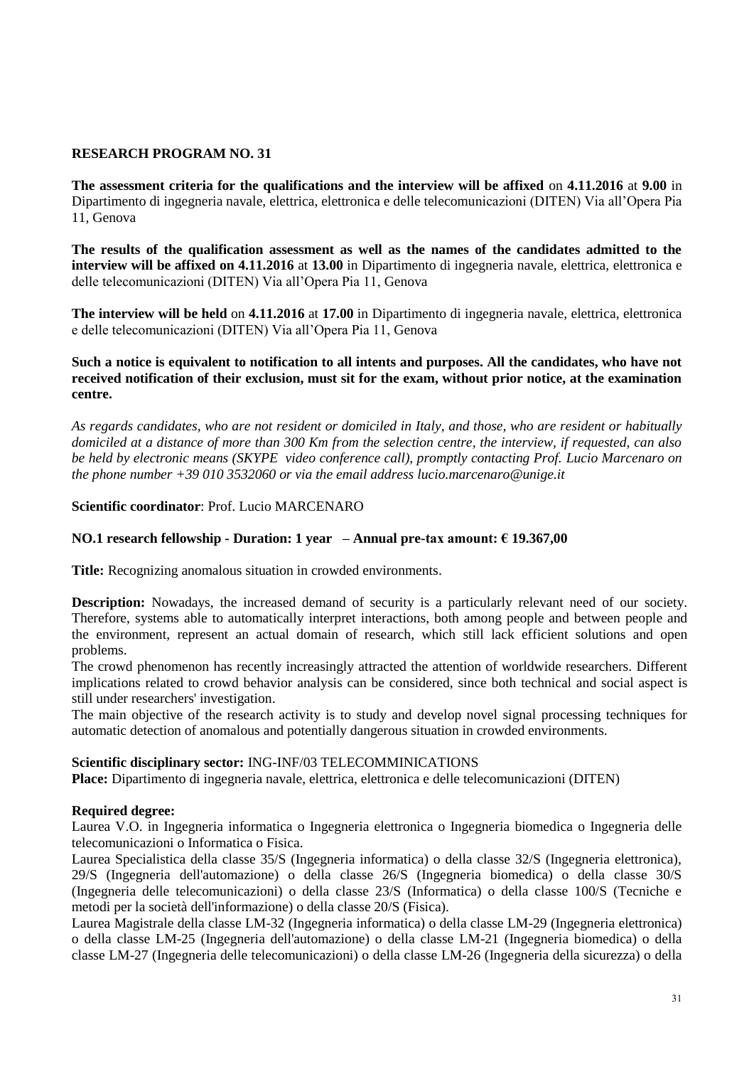## RESEARCH PROGRAM NO. 31

**The assessment criteria for the qualifications and the interview will be affixed** on **4.11.2016** at **9.00** in Dipartimento di ingegneria navale, elettrica, elettronica e delle telecomunicazioni (DITEN) Via all'Opera Pia 11, Genova

**The results of the qualification assessment as well as the names of the candidates admitted to the interview will be affixed on 4.11.2016** at **13.00** in Dipartimento di ingegneria navale, elettrica, elettronica e delle telecomunicazioni (DITEN) Via all'Opera Pia 11, Genova

**The interview will be held** on **4.11.2016** at **17.00** in Dipartimento di ingegneria navale, elettrica, elettronica e delle telecomunicazioni (DITEN) Via all'Opera Pia 11, Genova

**Such a notice is equivalent to notification to all intents and purposes. All the candidates, who have not received notification of their exclusion, must sit for the exam, without prior notice, at the examination centre.**

*As regards candidates, who are not resident or domiciled in Italy, and those, who are resident or habitually domiciled at a distance of more than 300 Km from the selection centre, the interview, if requested, can also be held by electronic means (SKYPE video conference call), promptly contacting Prof. Lucio Marcenaro on the phone number +39 010 3532060 or via the email address lucio.marcenaro@unige.it*

**Scientific coordinator**: Prof. Lucio MARCENARO

**NO.1 research fellowship - Duration: 1 year – Annual pre-tax amount: € 19.367,00**

**Title:** Recognizing anomalous situation in crowded environments.

**Description:** Nowadays, the increased demand of security is a particularly relevant need of our society. Therefore, systems able to automatically interpret interactions, both among people and between people and the environment, represent an actual domain of research, which still lack efficient solutions and open problems.
The crowd phenomenon has recently increasingly attracted the attention of worldwide researchers. Different implications related to crowd behavior analysis can be considered, since both technical and social aspect is still under researchers' investigation.
The main objective of the research activity is to study and develop novel signal processing techniques for automatic detection of anomalous and potentially dangerous situation in crowded environments.

**Scientific disciplinary sector:** ING-INF/03 TELECOMMINICATIONS
**Place:** Dipartimento di ingegneria navale, elettrica, elettronica e delle telecomunicazioni (DITEN)

**Required degree:**
Laurea V.O. in Ingegneria informatica o Ingegneria elettronica o Ingegneria biomedica o Ingegneria delle telecomunicazioni o Informatica o Fisica.
Laurea Specialistica della classe 35/S (Ingegneria informatica) o della classe 32/S (Ingegneria elettronica), 29/S (Ingegneria dell'automazione) o della classe 26/S (Ingegneria biomedica) o della classe 30/S (Ingegneria delle telecomunicazioni) o della classe 23/S (Informatica) o della classe 100/S (Tecniche e metodi per la società dell'informazione) o della classe 20/S (Fisica).
Laurea Magistrale della classe LM-32 (Ingegneria informatica) o della classe LM-29 (Ingegneria elettronica) o della classe LM-25 (Ingegneria dell'automazione) o della classe LM-21 (Ingegneria biomedica) o della classe LM-27 (Ingegneria delle telecomunicazioni) o della classe LM-26 (Ingegneria della sicurezza) o della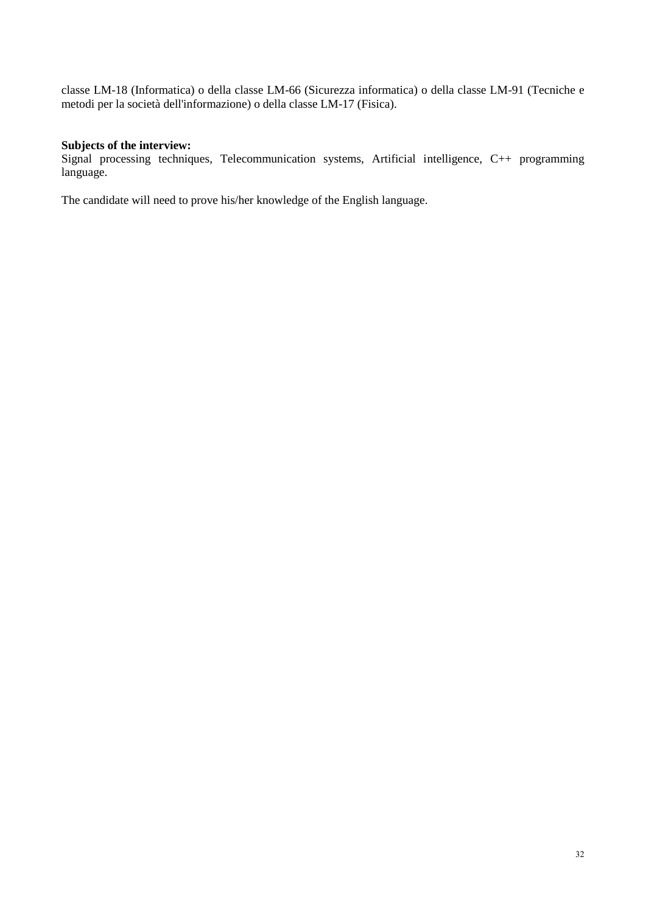classe LM-18 (Informatica) o della classe LM-66 (Sicurezza informatica) o della classe LM-91 (Tecniche e metodi per la società dell'informazione) o della classe LM-17 (Fisica).

**Subjects of the interview:**
Signal processing techniques, Telecommunication systems, Artificial intelligence, C++ programming language.

The candidate will need to prove his/her knowledge of the English language.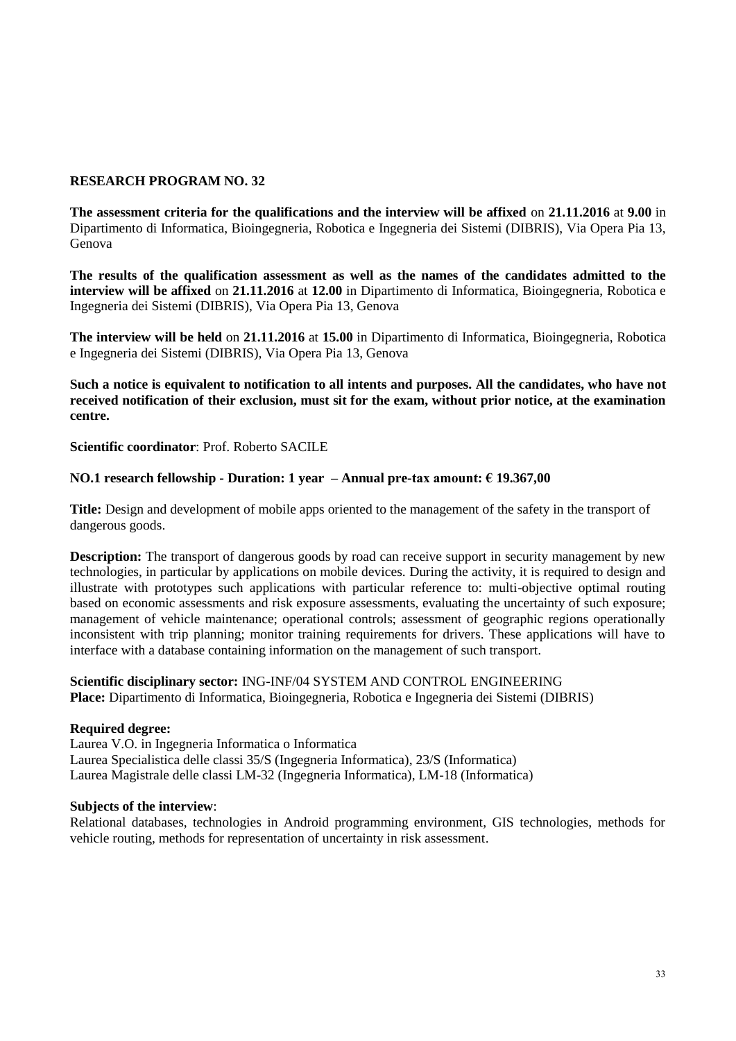## RESEARCH PROGRAM NO. 32

**The assessment criteria for the qualifications and the interview will be affixed** on **21.11.2016** at **9.00** in Dipartimento di Informatica, Bioingegneria, Robotica e Ingegneria dei Sistemi (DIBRIS), Via Opera Pia 13, Genova

**The results of the qualification assessment as well as the names of the candidates admitted to the interview will be affixed** on **21.11.2016** at **12.00** in Dipartimento di Informatica, Bioingegneria, Robotica e Ingegneria dei Sistemi (DIBRIS), Via Opera Pia 13, Genova

**The interview will be held** on **21.11.2016** at **15.00** in Dipartimento di Informatica, Bioingegneria, Robotica e Ingegneria dei Sistemi (DIBRIS), Via Opera Pia 13, Genova

**Such a notice is equivalent to notification to all intents and purposes. All the candidates, who have not received notification of their exclusion, must sit for the exam, without prior notice, at the examination centre.**

**Scientific coordinator**: Prof. Roberto SACILE

**NO.1 research fellowship - Duration: 1 year – Annual pre-tax amount: € 19.367,00**

**Title:** Design and development of mobile apps oriented to the management of the safety in the transport of dangerous goods.

**Description:** The transport of dangerous goods by road can receive support in security management by new technologies, in particular by applications on mobile devices. During the activity, it is required to design and illustrate with prototypes such applications with particular reference to: multi-objective optimal routing based on economic assessments and risk exposure assessments, evaluating the uncertainty of such exposure; management of vehicle maintenance; operational controls; assessment of geographic regions operationally inconsistent with trip planning; monitor training requirements for drivers. These applications will have to interface with a database containing information on the management of such transport.

**Scientific disciplinary sector:** ING-INF/04 SYSTEM AND CONTROL ENGINEERING
**Place:** Dipartimento di Informatica, Bioingegneria, Robotica e Ingegneria dei Sistemi (DIBRIS)

**Required degree:**
Laurea V.O. in Ingegneria Informatica o Informatica
Laurea Specialistica delle classi 35/S (Ingegneria Informatica), 23/S (Informatica)
Laurea Magistrale delle classi LM-32 (Ingegneria Informatica), LM-18 (Informatica)

**Subjects of the interview**:
Relational databases, technologies in Android programming environment, GIS technologies, methods for vehicle routing, methods for representation of uncertainty in risk assessment.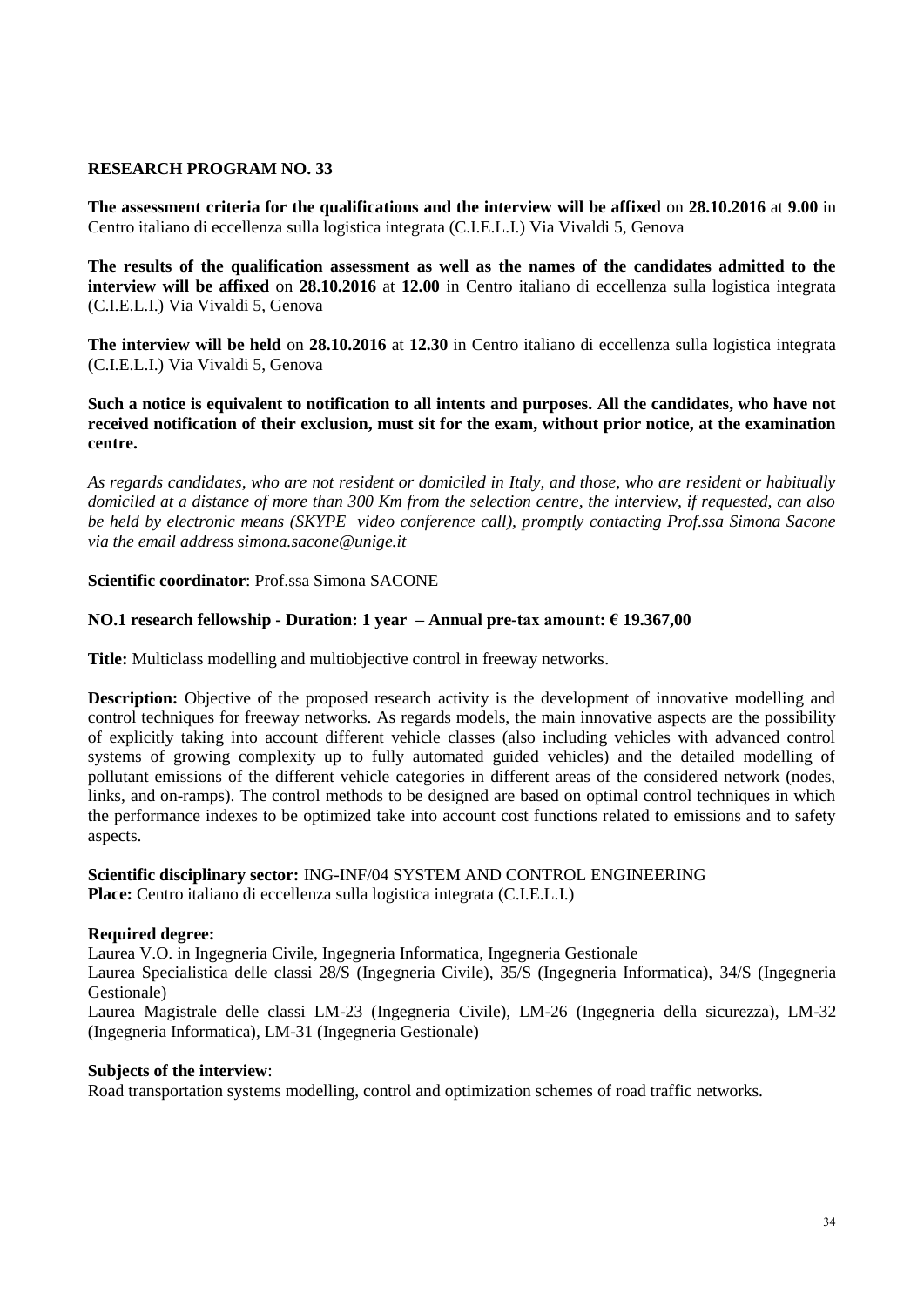**RESEARCH PROGRAM NO. 33**

**The assessment criteria for the qualifications and the interview will be affixed** on **28.10.2016** at **9.00** in Centro italiano di eccellenza sulla logistica integrata (C.I.E.L.I.) Via Vivaldi 5, Genova

**The results of the qualification assessment as well as the names of the candidates admitted to the interview will be affixed** on **28.10.2016** at **12.00** in Centro italiano di eccellenza sulla logistica integrata (C.I.E.L.I.) Via Vivaldi 5, Genova

**The interview will be held** on **28.10.2016** at **12.30** in Centro italiano di eccellenza sulla logistica integrata (C.I.E.L.I.) Via Vivaldi 5, Genova

**Such a notice is equivalent to notification to all intents and purposes. All the candidates, who have not received notification of their exclusion, must sit for the exam, without prior notice, at the examination centre.**

*As regards candidates, who are not resident or domiciled in Italy, and those, who are resident or habitually domiciled at a distance of more than 300 Km from the selection centre, the interview, if requested, can also be held by electronic means (SKYPE video conference call), promptly contacting Prof.ssa Simona Sacone via the email address simona.sacone@unige.it*

**Scientific coordinator**: Prof.ssa Simona SACONE

**NO.1 research fellowship - Duration: 1 year – Annual pre-tax amount: € 19.367,00**

**Title:** Multiclass modelling and multiobjective control in freeway networks.

**Description:** Objective of the proposed research activity is the development of innovative modelling and control techniques for freeway networks. As regards models, the main innovative aspects are the possibility of explicitly taking into account different vehicle classes (also including vehicles with advanced control systems of growing complexity up to fully automated guided vehicles) and the detailed modelling of pollutant emissions of the different vehicle categories in different areas of the considered network (nodes, links, and on-ramps). The control methods to be designed are based on optimal control techniques in which the performance indexes to be optimized take into account cost functions related to emissions and to safety aspects.

**Scientific disciplinary sector:** ING-INF/04 SYSTEM AND CONTROL ENGINEERING
**Place:** Centro italiano di eccellenza sulla logistica integrata (C.I.E.L.I.)

**Required degree:**
Laurea V.O. in Ingegneria Civile, Ingegneria Informatica, Ingegneria Gestionale
Laurea Specialistica delle classi 28/S (Ingegneria Civile), 35/S (Ingegneria Informatica), 34/S (Ingegneria Gestionale)
Laurea Magistrale delle classi LM-23 (Ingegneria Civile), LM-26 (Ingegneria della sicurezza), LM-32 (Ingegneria Informatica), LM-31 (Ingegneria Gestionale)

**Subjects of the interview**:
Road transportation systems modelling, control and optimization schemes of road traffic networks.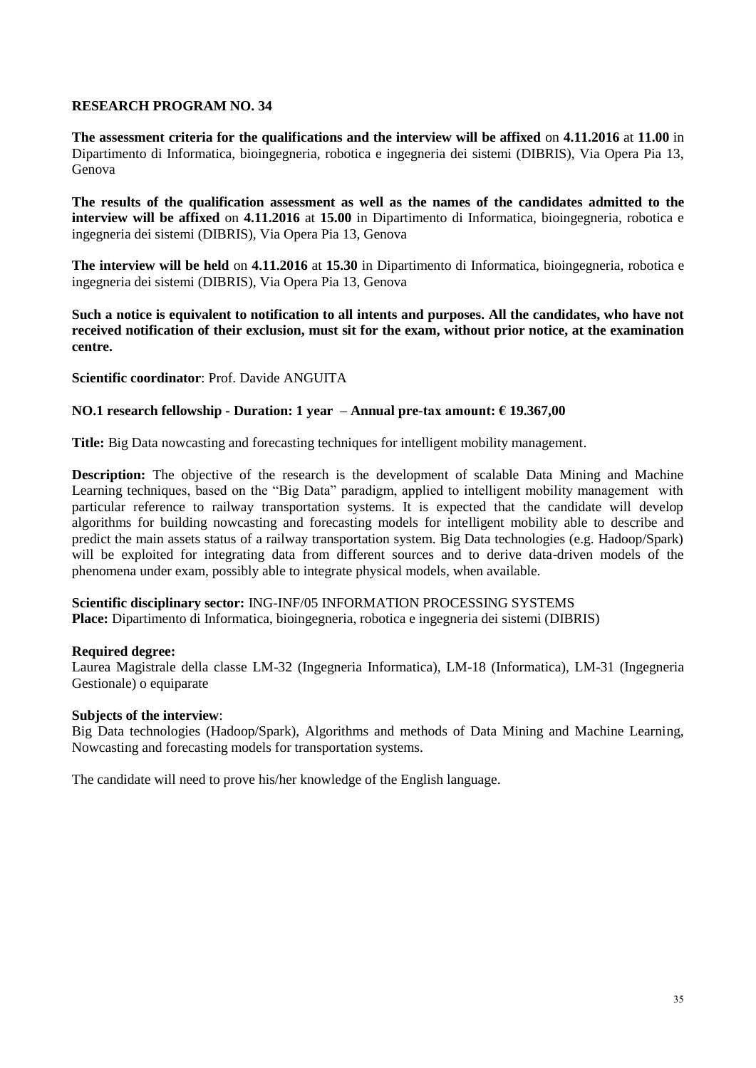## RESEARCH PROGRAM NO. 34

**The assessment criteria for the qualifications and the interview will be affixed** on **4.11.2016** at **11.00** in Dipartimento di Informatica, bioingegneria, robotica e ingegneria dei sistemi (DIBRIS), Via Opera Pia 13, Genova

**The results of the qualification assessment as well as the names of the candidates admitted to the interview will be affixed** on **4.11.2016** at **15.00** in Dipartimento di Informatica, bioingegneria, robotica e ingegneria dei sistemi (DIBRIS), Via Opera Pia 13, Genova

**The interview will be held** on **4.11.2016** at **15.30** in Dipartimento di Informatica, bioingegneria, robotica e ingegneria dei sistemi (DIBRIS), Via Opera Pia 13, Genova

**Such a notice is equivalent to notification to all intents and purposes. All the candidates, who have not received notification of their exclusion, must sit for the exam, without prior notice, at the examination centre.**

**Scientific coordinator**: Prof. Davide ANGUITA

**NO.1 research fellowship - Duration: 1 year – Annual pre-tax amount: € 19.367,00**

**Title:** Big Data nowcasting and forecasting techniques for intelligent mobility management.

**Description:** The objective of the research is the development of scalable Data Mining and Machine Learning techniques, based on the "Big Data" paradigm, applied to intelligent mobility management with particular reference to railway transportation systems. It is expected that the candidate will develop algorithms for building nowcasting and forecasting models for intelligent mobility able to describe and predict the main assets status of a railway transportation system. Big Data technologies (e.g. Hadoop/Spark) will be exploited for integrating data from different sources and to derive data-driven models of the phenomena under exam, possibly able to integrate physical models, when available.

**Scientific disciplinary sector:** ING-INF/05 INFORMATION PROCESSING SYSTEMS
**Place:** Dipartimento di Informatica, bioingegneria, robotica e ingegneria dei sistemi (DIBRIS)

**Required degree:**
Laurea Magistrale della classe LM-32 (Ingegneria Informatica), LM-18 (Informatica), LM-31 (Ingegneria Gestionale) o equiparate

**Subjects of the interview**:
Big Data technologies (Hadoop/Spark), Algorithms and methods of Data Mining and Machine Learning, Nowcasting and forecasting models for transportation systems.

The candidate will need to prove his/her knowledge of the English language.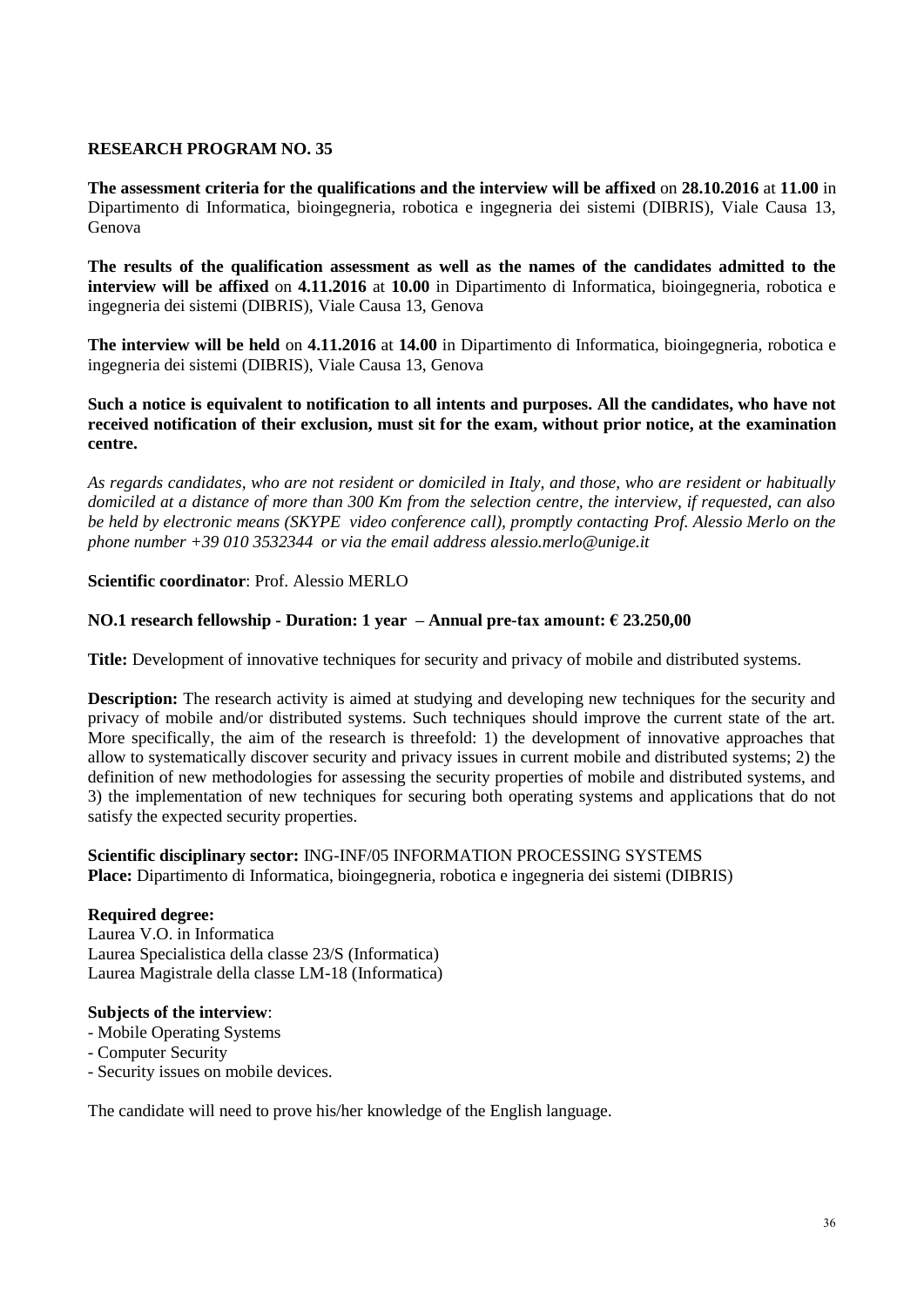**RESEARCH PROGRAM NO. 35**

**The assessment criteria for the qualifications and the interview will be affixed** on **28.10.2016** at **11.00** in Dipartimento di Informatica, bioingegneria, robotica e ingegneria dei sistemi (DIBRIS), Viale Causa 13, Genova

**The results of the qualification assessment as well as the names of the candidates admitted to the interview will be affixed** on **4.11.2016** at **10.00** in Dipartimento di Informatica, bioingegneria, robotica e ingegneria dei sistemi (DIBRIS), Viale Causa 13, Genova

**The interview will be held** on **4.11.2016** at **14.00** in Dipartimento di Informatica, bioingegneria, robotica e ingegneria dei sistemi (DIBRIS), Viale Causa 13, Genova

**Such a notice is equivalent to notification to all intents and purposes. All the candidates, who have not received notification of their exclusion, must sit for the exam, without prior notice, at the examination centre.**

*As regards candidates, who are not resident or domiciled in Italy, and those, who are resident or habitually domiciled at a distance of more than 300 Km from the selection centre, the interview, if requested, can also be held by electronic means (SKYPE video conference call), promptly contacting Prof. Alessio Merlo on the phone number +39 010 3532344 or via the email address alessio.merlo@unige.it*

**Scientific coordinator**: Prof. Alessio MERLO

**NO.1 research fellowship - Duration: 1 year – Annual pre-tax amount: € 23.250,00**

**Title:** Development of innovative techniques for security and privacy of mobile and distributed systems.

**Description:** The research activity is aimed at studying and developing new techniques for the security and privacy of mobile and/or distributed systems. Such techniques should improve the current state of the art. More specifically, the aim of the research is threefold: 1) the development of innovative approaches that allow to systematically discover security and privacy issues in current mobile and distributed systems; 2) the definition of new methodologies for assessing the security properties of mobile and distributed systems, and 3) the implementation of new techniques for securing both operating systems and applications that do not satisfy the expected security properties.

**Scientific disciplinary sector:** ING-INF/05 INFORMATION PROCESSING SYSTEMS
**Place:** Dipartimento di Informatica, bioingegneria, robotica e ingegneria dei sistemi (DIBRIS)

**Required degree:**
Laurea V.O. in Informatica
Laurea Specialistica della classe 23/S (Informatica)
Laurea Magistrale della classe LM-18 (Informatica)

**Subjects of the interview**:
- Mobile Operating Systems
- Computer Security
- Security issues on mobile devices.

The candidate will need to prove his/her knowledge of the English language.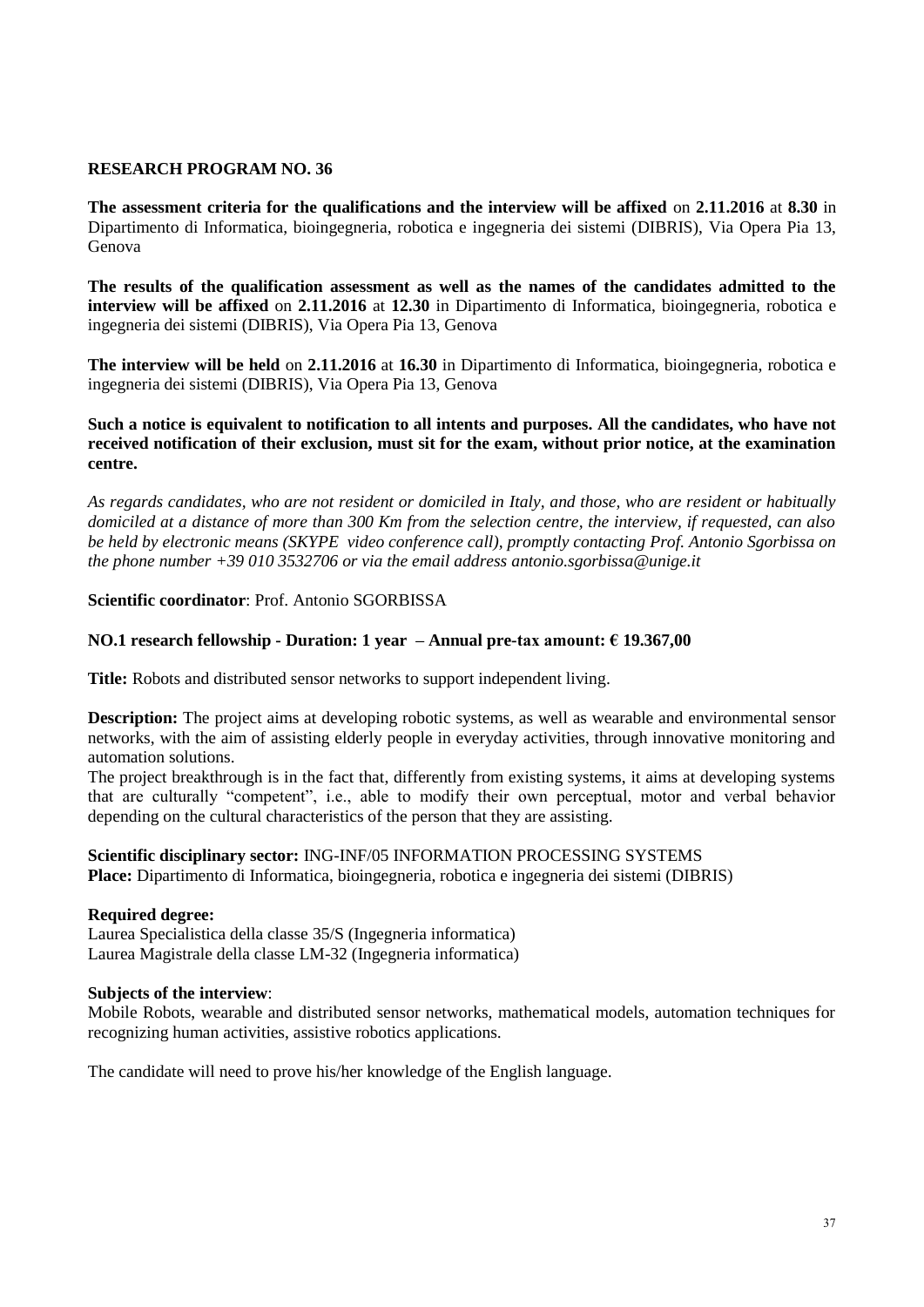## RESEARCH PROGRAM NO. 36

**The assessment criteria for the qualifications and the interview will be affixed** on **2.11.2016** at **8.30** in Dipartimento di Informatica, bioingegneria, robotica e ingegneria dei sistemi (DIBRIS), Via Opera Pia 13, Genova

**The results of the qualification assessment as well as the names of the candidates admitted to the interview will be affixed** on **2.11.2016** at **12.30** in Dipartimento di Informatica, bioingegneria, robotica e ingegneria dei sistemi (DIBRIS), Via Opera Pia 13, Genova

**The interview will be held** on **2.11.2016** at **16.30** in Dipartimento di Informatica, bioingegneria, robotica e ingegneria dei sistemi (DIBRIS), Via Opera Pia 13, Genova

**Such a notice is equivalent to notification to all intents and purposes. All the candidates, who have not received notification of their exclusion, must sit for the exam, without prior notice, at the examination centre.**

*As regards candidates, who are not resident or domiciled in Italy, and those, who are resident or habitually domiciled at a distance of more than 300 Km from the selection centre, the interview, if requested, can also be held by electronic means (SKYPE video conference call), promptly contacting Prof. Antonio Sgorbissa on the phone number +39 010 3532706 or via the email address antonio.sgorbissa@unige.it*

**Scientific coordinator**: Prof. Antonio SGORBISSA

**NO.1 research fellowship - Duration: 1 year – Annual pre-tax amount: € 19.367,00**

**Title:** Robots and distributed sensor networks to support independent living.

**Description:** The project aims at developing robotic systems, as well as wearable and environmental sensor networks, with the aim of assisting elderly people in everyday activities, through innovative monitoring and automation solutions.
The project breakthrough is in the fact that, differently from existing systems, it aims at developing systems that are culturally "competent", i.e., able to modify their own perceptual, motor and verbal behavior depending on the cultural characteristics of the person that they are assisting.

**Scientific disciplinary sector:** ING-INF/05 INFORMATION PROCESSING SYSTEMS
**Place:** Dipartimento di Informatica, bioingegneria, robotica e ingegneria dei sistemi (DIBRIS)

**Required degree:**
Laurea Specialistica della classe 35/S (Ingegneria informatica)
Laurea Magistrale della classe LM-32 (Ingegneria informatica)

**Subjects of the interview**:
Mobile Robots, wearable and distributed sensor networks, mathematical models, automation techniques for recognizing human activities, assistive robotics applications.

The candidate will need to prove his/her knowledge of the English language.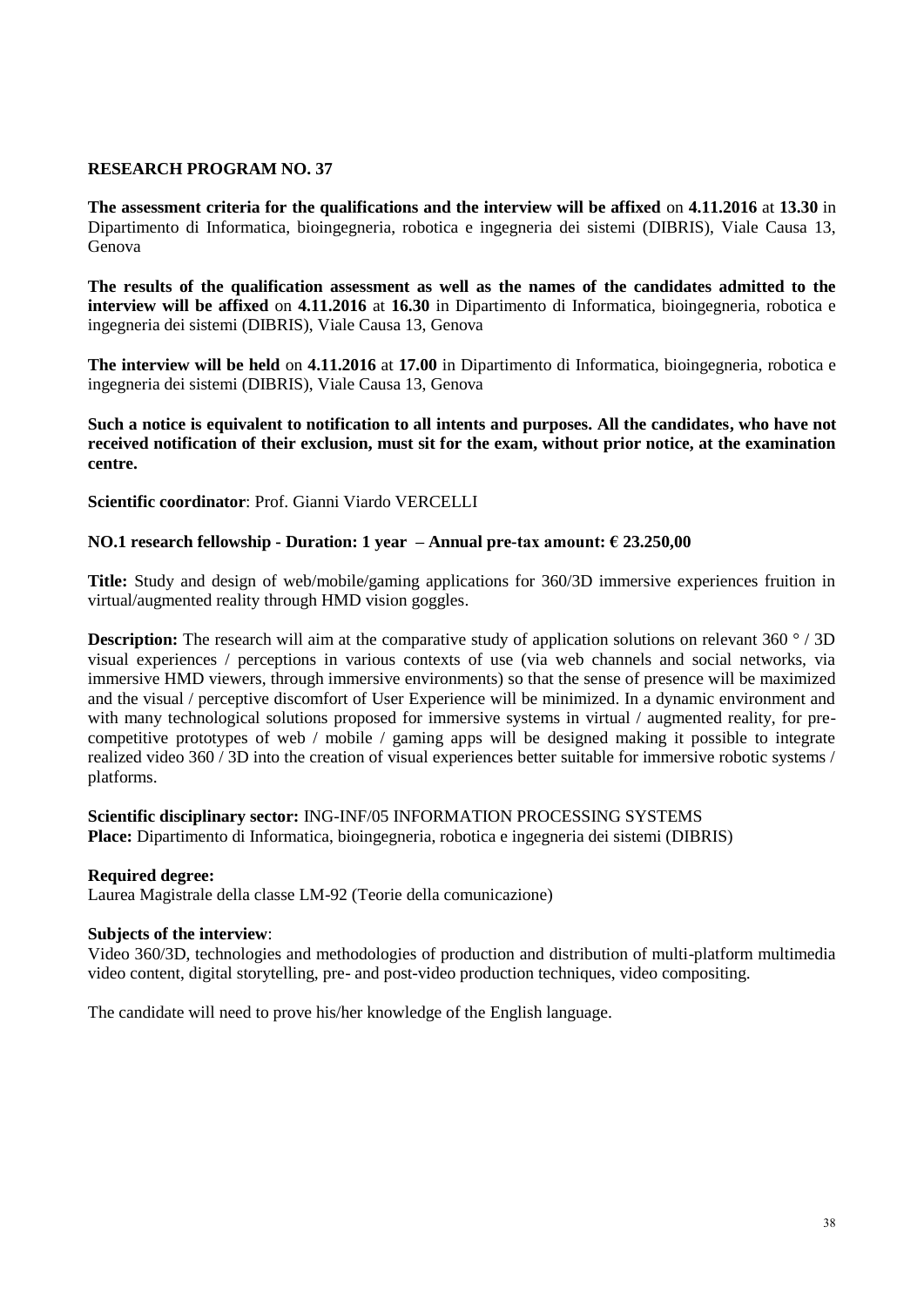**RESEARCH PROGRAM NO. 37**

**The assessment criteria for the qualifications and the interview will be affixed** on **4.11.2016** at **13.30** in Dipartimento di Informatica, bioingegneria, robotica e ingegneria dei sistemi (DIBRIS), Viale Causa 13, Genova

**The results of the qualification assessment as well as the names of the candidates admitted to the interview will be affixed** on **4.11.2016** at **16.30** in Dipartimento di Informatica, bioingegneria, robotica e ingegneria dei sistemi (DIBRIS), Viale Causa 13, Genova

**The interview will be held** on **4.11.2016** at **17.00** in Dipartimento di Informatica, bioingegneria, robotica e ingegneria dei sistemi (DIBRIS), Viale Causa 13, Genova

**Such a notice is equivalent to notification to all intents and purposes. All the candidates, who have not received notification of their exclusion, must sit for the exam, without prior notice, at the examination centre.**

**Scientific coordinator**: Prof. Gianni Viardo VERCELLI

**NO.1 research fellowship - Duration: 1 year – Annual pre-tax amount: € 23.250,00**

**Title:** Study and design of web/mobile/gaming applications for 360/3D immersive experiences fruition in virtual/augmented reality through HMD vision goggles.

**Description:** The research will aim at the comparative study of application solutions on relevant 360 ° / 3D visual experiences / perceptions in various contexts of use (via web channels and social networks, via immersive HMD viewers, through immersive environments) so that the sense of presence will be maximized and the visual / perceptive discomfort of User Experience will be minimized. In a dynamic environment and with many technological solutions proposed for immersive systems in virtual / augmented reality, for pre-competitive prototypes of web / mobile / gaming apps will be designed making it possible to integrate realized video 360 / 3D into the creation of visual experiences better suitable for immersive robotic systems / platforms.

**Scientific disciplinary sector:** ING-INF/05 INFORMATION PROCESSING SYSTEMS
**Place:** Dipartimento di Informatica, bioingegneria, robotica e ingegneria dei sistemi (DIBRIS)

**Required degree:**
Laurea Magistrale della classe LM-92 (Teorie della comunicazione)

**Subjects of the interview**:
Video 360/3D, technologies and methodologies of production and distribution of multi-platform multimedia video content, digital storytelling, pre- and post-video production techniques, video compositing.

The candidate will need to prove his/her knowledge of the English language.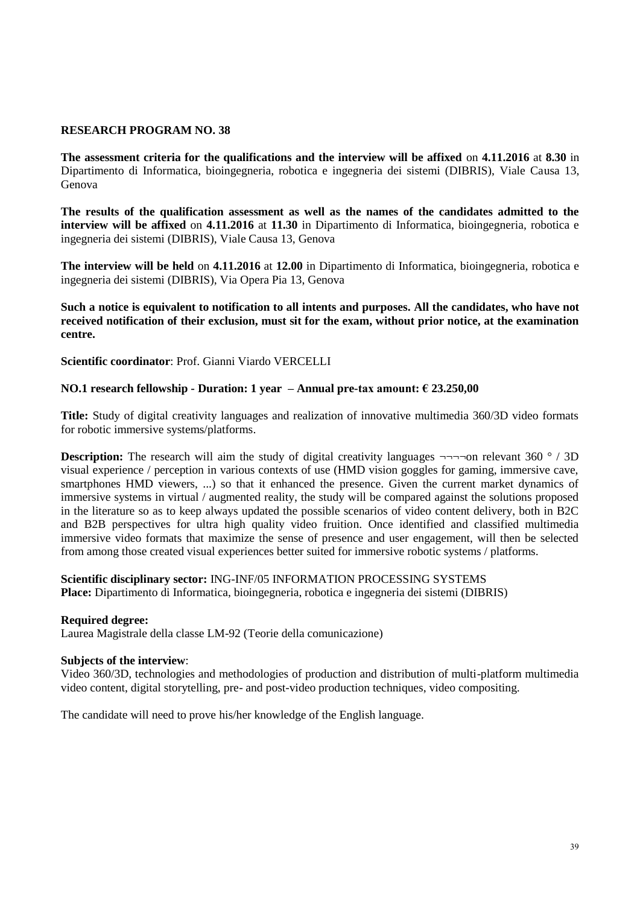**RESEARCH PROGRAM NO. 38**

**The assessment criteria for the qualifications and the interview will be affixed** on **4.11.2016** at **8.30** in Dipartimento di Informatica, bioingegneria, robotica e ingegneria dei sistemi (DIBRIS), Viale Causa 13, Genova

**The results of the qualification assessment as well as the names of the candidates admitted to the interview will be affixed** on **4.11.2016** at **11.30** in Dipartimento di Informatica, bioingegneria, robotica e ingegneria dei sistemi (DIBRIS), Viale Causa 13, Genova

**The interview will be held** on **4.11.2016** at **12.00** in Dipartimento di Informatica, bioingegneria, robotica e ingegneria dei sistemi (DIBRIS), Via Opera Pia 13, Genova

**Such a notice is equivalent to notification to all intents and purposes. All the candidates, who have not received notification of their exclusion, must sit for the exam, without prior notice, at the examination centre.**

**Scientific coordinator**: Prof. Gianni Viardo VERCELLI

**NO.1 research fellowship - Duration: 1 year – Annual pre-tax amount: € 23.250,00**

**Title:** Study of digital creativity languages and realization of innovative multimedia 360/3D video formats for robotic immersive systems/platforms.

**Description:** The research will aim the study of digital creativity languages ¬¬¬¬on relevant 360 ° / 3D visual experience / perception in various contexts of use (HMD vision goggles for gaming, immersive cave, smartphones HMD viewers, ...) so that it enhanced the presence. Given the current market dynamics of immersive systems in virtual / augmented reality, the study will be compared against the solutions proposed in the literature so as to keep always updated the possible scenarios of video content delivery, both in B2C and B2B perspectives for ultra high quality video fruition. Once identified and classified multimedia immersive video formats that maximize the sense of presence and user engagement, will then be selected from among those created visual experiences better suited for immersive robotic systems / platforms.

**Scientific disciplinary sector:** ING-INF/05 INFORMATION PROCESSING SYSTEMS
**Place:** Dipartimento di Informatica, bioingegneria, robotica e ingegneria dei sistemi (DIBRIS)

**Required degree:**
Laurea Magistrale della classe LM-92 (Teorie della comunicazione)

**Subjects of the interview**:
Video 360/3D, technologies and methodologies of production and distribution of multi-platform multimedia video content, digital storytelling, pre- and post-video production techniques, video compositing.

The candidate will need to prove his/her knowledge of the English language.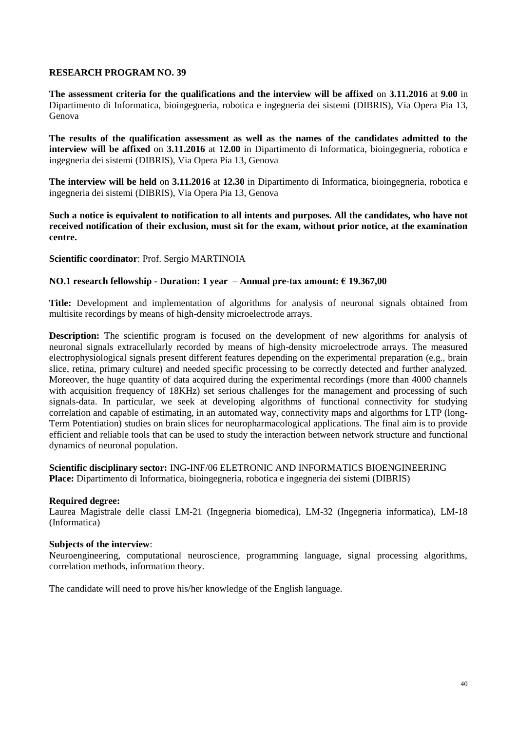**RESEARCH PROGRAM NO. 39**

**The assessment criteria for the qualifications and the interview will be affixed** on **3.11.2016** at **9.00** in Dipartimento di Informatica, bioingegneria, robotica e ingegneria dei sistemi (DIBRIS), Via Opera Pia 13, Genova

**The results of the qualification assessment as well as the names of the candidates admitted to the interview will be affixed** on **3.11.2016** at **12.00** in Dipartimento di Informatica, bioingegneria, robotica e ingegneria dei sistemi (DIBRIS), Via Opera Pia 13, Genova

**The interview will be held** on **3.11.2016** at **12.30** in Dipartimento di Informatica, bioingegneria, robotica e ingegneria dei sistemi (DIBRIS), Via Opera Pia 13, Genova

**Such a notice is equivalent to notification to all intents and purposes. All the candidates, who have not received notification of their exclusion, must sit for the exam, without prior notice, at the examination centre.**

**Scientific coordinator**: Prof. Sergio MARTINOIA

**NO.1 research fellowship - Duration: 1 year – Annual pre-tax amount: € 19.367,00**

**Title:** Development and implementation of algorithms for analysis of neuronal signals obtained from multisite recordings by means of high-density microelectrode arrays.

**Description:** The scientific program is focused on the development of new algorithms for analysis of neuronal signals extracellularly recorded by means of high-density microelectrode arrays. The measured electrophysiological signals present different features depending on the experimental preparation (e.g., brain slice, retina, primary culture) and needed specific processing to be correctly detected and further analyzed. Moreover, the huge quantity of data acquired during the experimental recordings (more than 4000 channels with acquisition frequency of 18KHz) set serious challenges for the management and processing of such signals-data. In particular, we seek at developing algorithms of functional connectivity for studying correlation and capable of estimating, in an automated way, connectivity maps and algorthms for LTP (long-Term Potentiation) studies on brain slices for neuropharmacological applications. The final aim is to provide efficient and reliable tools that can be used to study the interaction between network structure and functional dynamics of neuronal population.

**Scientific disciplinary sector:** ING-INF/06 ELETRONIC AND INFORMATICS BIOENGINEERING
**Place:** Dipartimento di Informatica, bioingegneria, robotica e ingegneria dei sistemi (DIBRIS)

**Required degree:**
Laurea Magistrale delle classi LM-21 (Ingegneria biomedica), LM-32 (Ingegneria informatica), LM-18 (Informatica)

**Subjects of the interview**:
Neuroengineering, computational neuroscience, programming language, signal processing algorithms, correlation methods, information theory.

The candidate will need to prove his/her knowledge of the English language.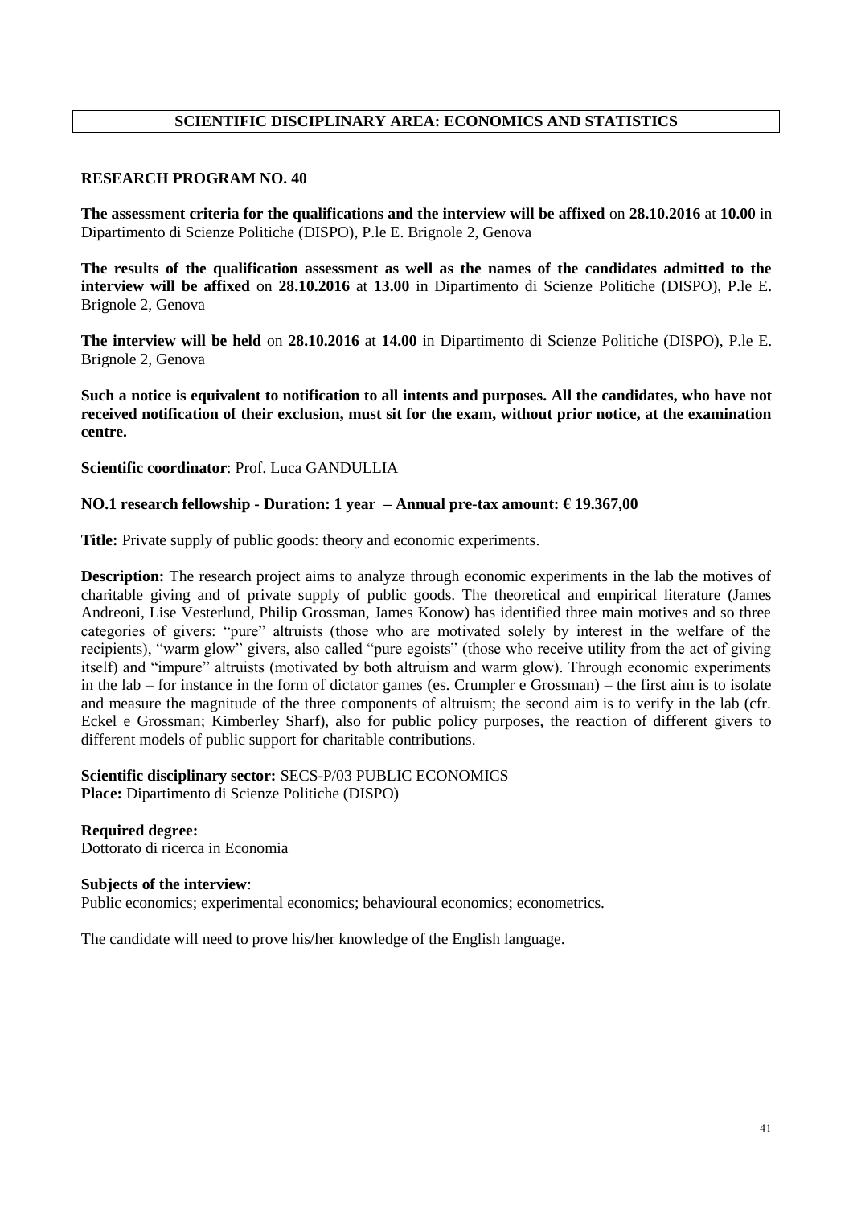## SCIENTIFIC DISCIPLINARY AREA: ECONOMICS AND STATISTICS

### RESEARCH PROGRAM NO. 40

**The assessment criteria for the qualifications and the interview will be affixed** on **28.10.2016** at **10.00** in Dipartimento di Scienze Politiche (DISPO), P.le E. Brignole 2, Genova

**The results of the qualification assessment as well as the names of the candidates admitted to the interview will be affixed** on **28.10.2016** at **13.00** in Dipartimento di Scienze Politiche (DISPO), P.le E. Brignole 2, Genova

**The interview will be held** on **28.10.2016** at **14.00** in Dipartimento di Scienze Politiche (DISPO), P.le E. Brignole 2, Genova

**Such a notice is equivalent to notification to all intents and purposes. All the candidates, who have not received notification of their exclusion, must sit for the exam, without prior notice, at the examination centre.**

**Scientific coordinator**: Prof. Luca GANDULLIA

**NO.1 research fellowship - Duration: 1 year – Annual pre-tax amount: € 19.367,00**

**Title:** Private supply of public goods: theory and economic experiments.

**Description:** The research project aims to analyze through economic experiments in the lab the motives of charitable giving and of private supply of public goods. The theoretical and empirical literature (James Andreoni, Lise Vesterlund, Philip Grossman, James Konow) has identified three main motives and so three categories of givers: "pure" altruists (those who are motivated solely by interest in the welfare of the recipients), "warm glow" givers, also called "pure egoists" (those who receive utility from the act of giving itself) and "impure" altruists (motivated by both altruism and warm glow). Through economic experiments in the lab – for instance in the form of dictator games (es. Crumpler e Grossman) – the first aim is to isolate and measure the magnitude of the three components of altruism; the second aim is to verify in the lab (cfr. Eckel e Grossman; Kimberley Sharf), also for public policy purposes, the reaction of different givers to different models of public support for charitable contributions.

**Scientific disciplinary sector:** SECS-P/03 PUBLIC ECONOMICS
**Place:** Dipartimento di Scienze Politiche (DISPO)

**Required degree:**
Dottorato di ricerca in Economia

**Subjects of the interview**:
Public economics; experimental economics; behavioural economics; econometrics.

The candidate will need to prove his/her knowledge of the English language.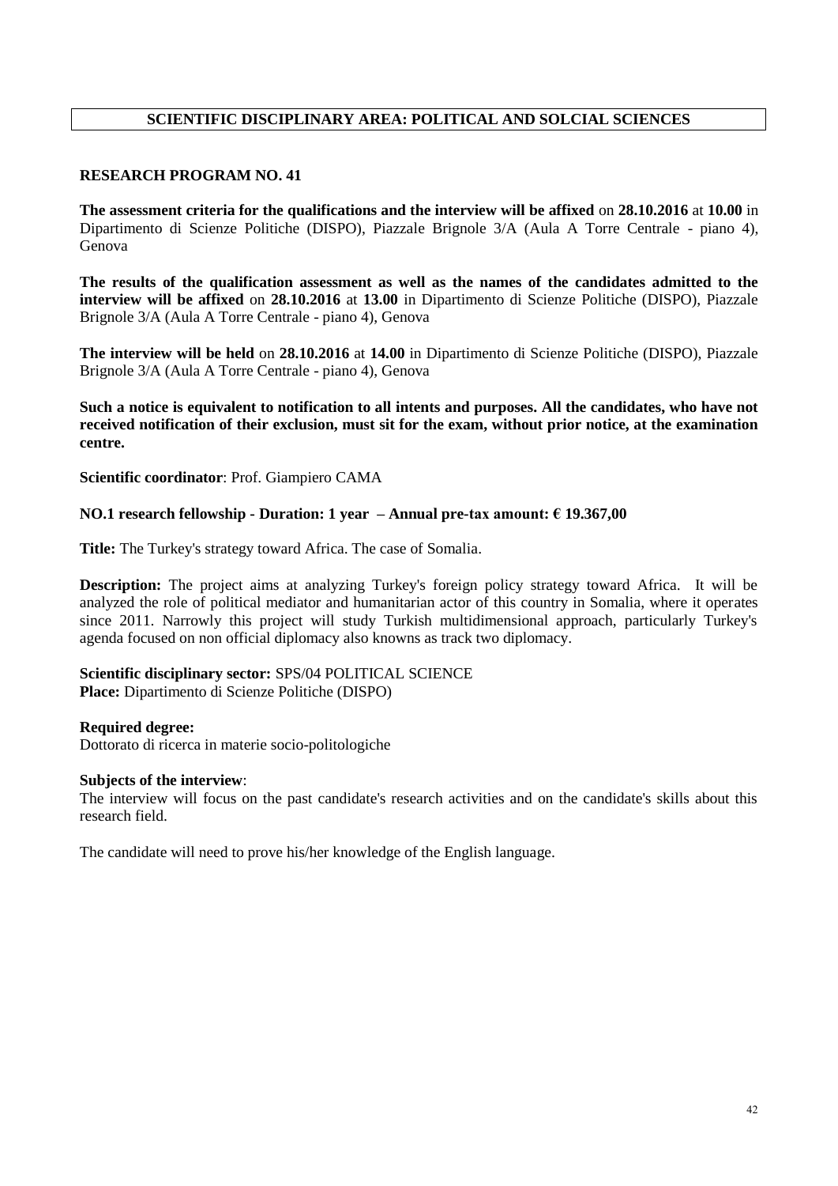## SCIENTIFIC DISCIPLINARY AREA: POLITICAL AND SOLCIAL SCIENCES

### RESEARCH PROGRAM NO. 41

**The assessment criteria for the qualifications and the interview will be affixed** on **28.10.2016** at **10.00** in Dipartimento di Scienze Politiche (DISPO), Piazzale Brignole 3/A (Aula A Torre Centrale - piano 4), Genova

**The results of the qualification assessment as well as the names of the candidates admitted to the interview will be affixed** on **28.10.2016** at **13.00** in Dipartimento di Scienze Politiche (DISPO), Piazzale Brignole 3/A (Aula A Torre Centrale - piano 4), Genova

**The interview will be held** on **28.10.2016** at **14.00** in Dipartimento di Scienze Politiche (DISPO), Piazzale Brignole 3/A (Aula A Torre Centrale - piano 4), Genova

**Such a notice is equivalent to notification to all intents and purposes. All the candidates, who have not received notification of their exclusion, must sit for the exam, without prior notice, at the examination centre.**

**Scientific coordinator**: Prof. Giampiero CAMA

**NO.1 research fellowship - Duration: 1 year – Annual pre-tax amount: € 19.367,00**

**Title:** The Turkey's strategy toward Africa. The case of Somalia.

**Description:** The project aims at analyzing Turkey's foreign policy strategy toward Africa. It will be analyzed the role of political mediator and humanitarian actor of this country in Somalia, where it operates since 2011. Narrowly this project will study Turkish multidimensional approach, particularly Turkey's agenda focused on non official diplomacy also knowns as track two diplomacy.

**Scientific disciplinary sector:** SPS/04 POLITICAL SCIENCE
**Place:** Dipartimento di Scienze Politiche (DISPO)

**Required degree:**
Dottorato di ricerca in materie socio-politologiche

**Subjects of the interview**:
The interview will focus on the past candidate's research activities and on the candidate's skills about this research field.

The candidate will need to prove his/her knowledge of the English language.